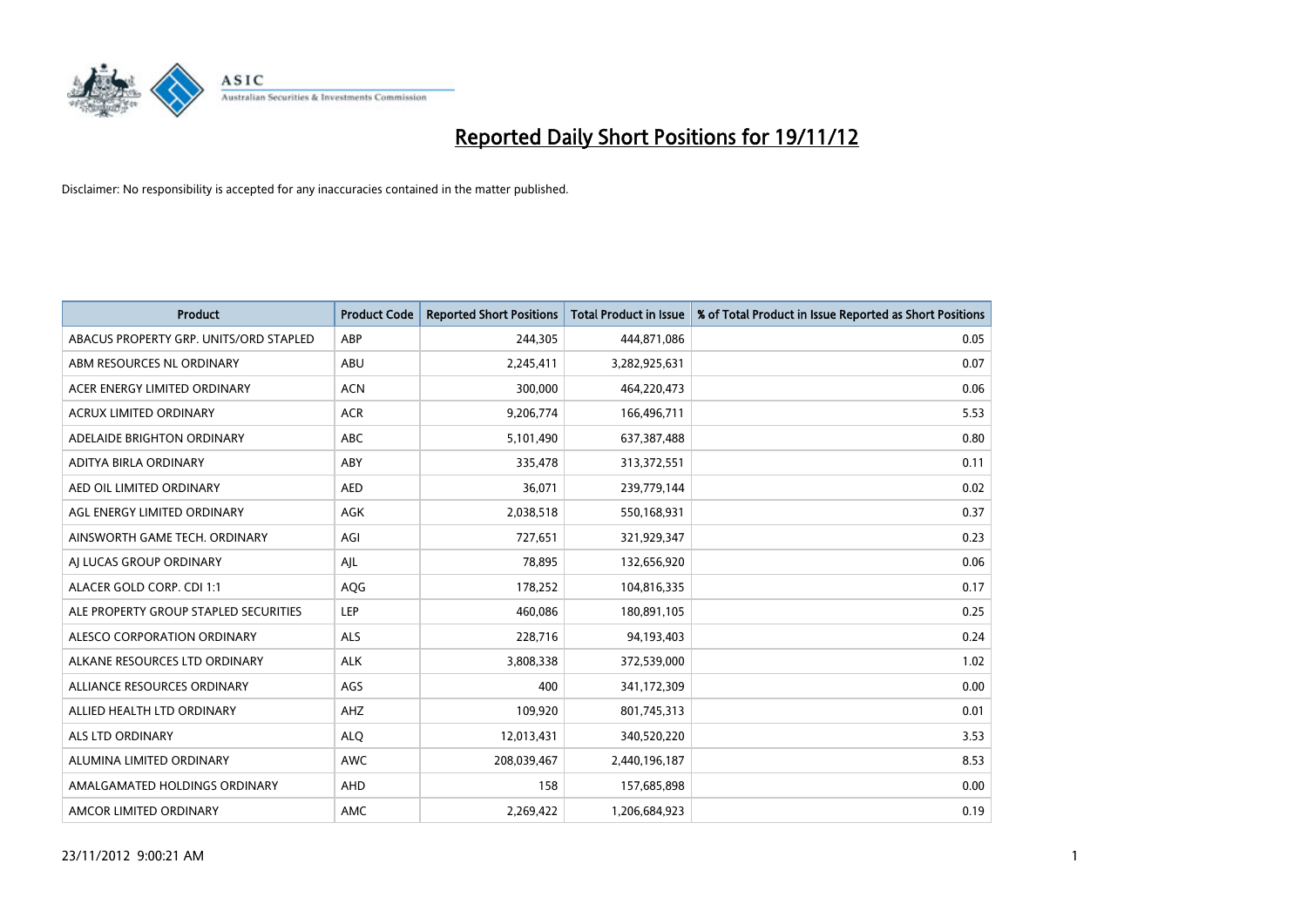# Reported Daily Short Positions for 19/11/12

Disclaimer: No responsibility is accepted for any inaccuracies contained in the matter published.

| Product | Product Code | Reported Short Positions | Total Product in Issue | % of Total Product in Issue Reported as Short Positions |
|---|---|---|---|---|
| ABACUS PROPERTY GRP. UNITS/ORD STAPLED | ABP | 244,305 | 444,871,086 | 0.05 |
| ABM RESOURCES NL ORDINARY | ABU | 2,245,411 | 3,282,925,631 | 0.07 |
| ACER ENERGY LIMITED ORDINARY | ACN | 300,000 | 464,220,473 | 0.06 |
| ACRUX LIMITED ORDINARY | ACR | 9,206,774 | 166,496,711 | 5.53 |
| ADELAIDE BRIGHTON ORDINARY | ABC | 5,101,490 | 637,387,488 | 0.80 |
| ADITYA BIRLA ORDINARY | ABY | 335,478 | 313,372,551 | 0.11 |
| AED OIL LIMITED ORDINARY | AED | 36,071 | 239,779,144 | 0.02 |
| AGL ENERGY LIMITED ORDINARY | AGK | 2,038,518 | 550,168,931 | 0.37 |
| AINSWORTH GAME TECH. ORDINARY | AGI | 727,651 | 321,929,347 | 0.23 |
| AJ LUCAS GROUP ORDINARY | AJL | 78,895 | 132,656,920 | 0.06 |
| ALACER GOLD CORP. CDI 1:1 | AQG | 178,252 | 104,816,335 | 0.17 |
| ALE PROPERTY GROUP STAPLED SECURITIES | LEP | 460,086 | 180,891,105 | 0.25 |
| ALESCO CORPORATION ORDINARY | ALS | 228,716 | 94,193,403 | 0.24 |
| ALKANE RESOURCES LTD ORDINARY | ALK | 3,808,338 | 372,539,000 | 1.02 |
| ALLIANCE RESOURCES ORDINARY | AGS | 400 | 341,172,309 | 0.00 |
| ALLIED HEALTH LTD ORDINARY | AHZ | 109,920 | 801,745,313 | 0.01 |
| ALS LTD ORDINARY | ALQ | 12,013,431 | 340,520,220 | 3.53 |
| ALUMINA LIMITED ORDINARY | AWC | 208,039,467 | 2,440,196,187 | 8.53 |
| AMALGAMATED HOLDINGS ORDINARY | AHD | 158 | 157,685,898 | 0.00 |
| AMCOR LIMITED ORDINARY | AMC | 2,269,422 | 1,206,684,923 | 0.19 |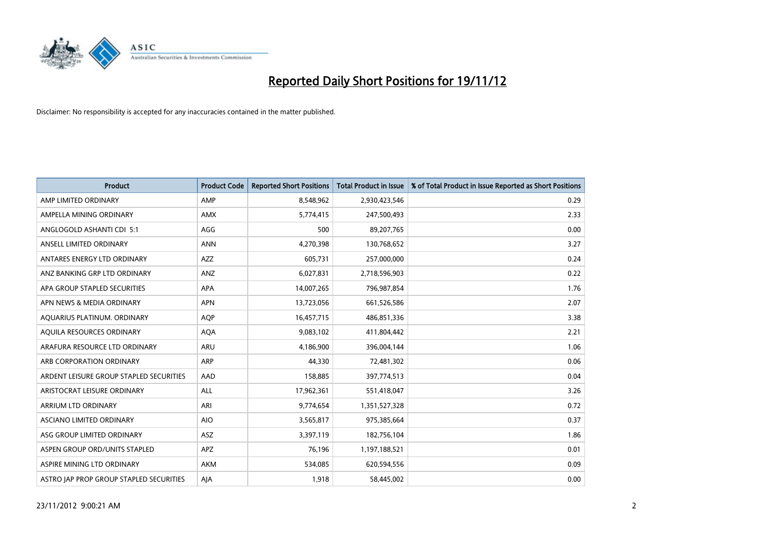# Reported Daily Short Positions for 19/11/12

Disclaimer: No responsibility is accepted for any inaccuracies contained in the matter published.

| Product | Product Code | Reported Short Positions | Total Product in Issue | % of Total Product in Issue Reported as Short Positions |
|---|---|---|---|---|
| AMP LIMITED ORDINARY | AMP | 8,548,962 | 2,930,423,546 | 0.29 |
| AMPELLA MINING ORDINARY | AMX | 5,774,415 | 247,500,493 | 2.33 |
| ANGLOGOLD ASHANTI CDI 5:1 | AGG | 500 | 89,207,765 | 0.00 |
| ANSELL LIMITED ORDINARY | ANN | 4,270,398 | 130,768,652 | 3.27 |
| ANTARES ENERGY LTD ORDINARY | AZZ | 605,731 | 257,000,000 | 0.24 |
| ANZ BANKING GRP LTD ORDINARY | ANZ | 6,027,831 | 2,718,596,903 | 0.22 |
| APA GROUP STAPLED SECURITIES | APA | 14,007,265 | 796,987,854 | 1.76 |
| APN NEWS & MEDIA ORDINARY | APN | 13,723,056 | 661,526,586 | 2.07 |
| AQUARIUS PLATINUM. ORDINARY | AQP | 16,457,715 | 486,851,336 | 3.38 |
| AQUILA RESOURCES ORDINARY | AQA | 9,083,102 | 411,804,442 | 2.21 |
| ARAFURA RESOURCE LTD ORDINARY | ARU | 4,186,900 | 396,004,144 | 1.06 |
| ARB CORPORATION ORDINARY | ARP | 44,330 | 72,481,302 | 0.06 |
| ARDENT LEISURE GROUP STAPLED SECURITIES | AAD | 158,885 | 397,774,513 | 0.04 |
| ARISTOCRAT LEISURE ORDINARY | ALL | 17,962,361 | 551,418,047 | 3.26 |
| ARRIUM LTD ORDINARY | ARI | 9,774,654 | 1,351,527,328 | 0.72 |
| ASCIANO LIMITED ORDINARY | AIO | 3,565,817 | 975,385,664 | 0.37 |
| ASG GROUP LIMITED ORDINARY | ASZ | 3,397,119 | 182,756,104 | 1.86 |
| ASPEN GROUP ORD/UNITS STAPLED | APZ | 76,196 | 1,197,188,521 | 0.01 |
| ASPIRE MINING LTD ORDINARY | AKM | 534,085 | 620,594,556 | 0.09 |
| ASTRO JAP PROP GROUP STAPLED SECURITIES | AJA | 1,918 | 58,445,002 | 0.00 |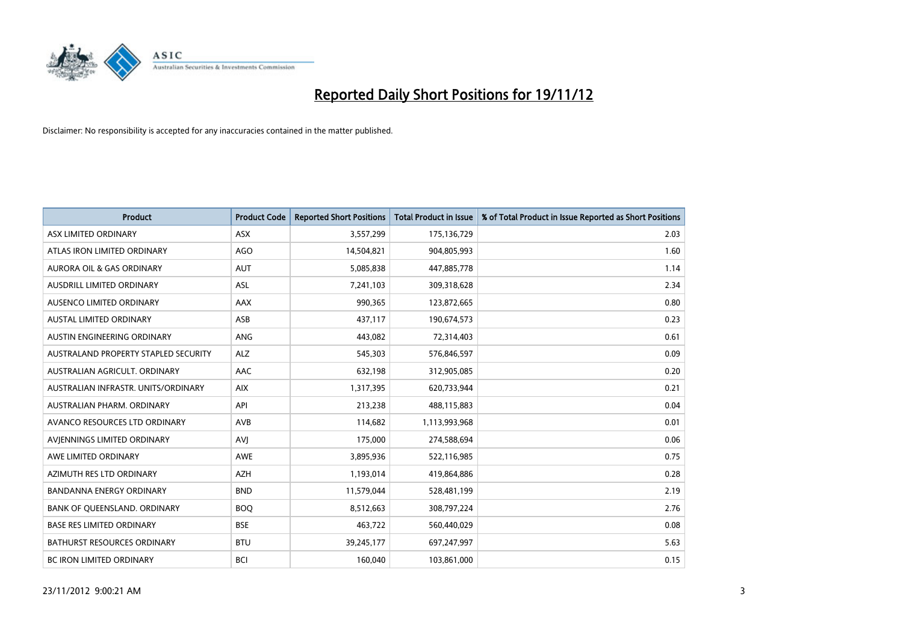# Reported Daily Short Positions for 19/11/12

Disclaimer: No responsibility is accepted for any inaccuracies contained in the matter published.

| Product | Product Code | Reported Short Positions | Total Product in Issue | % of Total Product in Issue Reported as Short Positions |
|---|---|---|---|---|
| ASX LIMITED ORDINARY | ASX | 3,557,299 | 175,136,729 | 2.03 |
| ATLAS IRON LIMITED ORDINARY | AGO | 14,504,821 | 904,805,993 | 1.60 |
| AURORA OIL & GAS ORDINARY | AUT | 5,085,838 | 447,885,778 | 1.14 |
| AUSDRILL LIMITED ORDINARY | ASL | 7,241,103 | 309,318,628 | 2.34 |
| AUSENCO LIMITED ORDINARY | AAX | 990,365 | 123,872,665 | 0.80 |
| AUSTAL LIMITED ORDINARY | ASB | 437,117 | 190,674,573 | 0.23 |
| AUSTIN ENGINEERING ORDINARY | ANG | 443,082 | 72,314,403 | 0.61 |
| AUSTRALAND PROPERTY STAPLED SECURITY | ALZ | 545,303 | 576,846,597 | 0.09 |
| AUSTRALIAN AGRICULT. ORDINARY | AAC | 632,198 | 312,905,085 | 0.20 |
| AUSTRALIAN INFRASTR. UNITS/ORDINARY | AIX | 1,317,395 | 620,733,944 | 0.21 |
| AUSTRALIAN PHARM. ORDINARY | API | 213,238 | 488,115,883 | 0.04 |
| AVANCO RESOURCES LTD ORDINARY | AVB | 114,682 | 1,113,993,968 | 0.01 |
| AVJENNINGS LIMITED ORDINARY | AVJ | 175,000 | 274,588,694 | 0.06 |
| AWE LIMITED ORDINARY | AWE | 3,895,936 | 522,116,985 | 0.75 |
| AZIMUTH RES LTD ORDINARY | AZH | 1,193,014 | 419,864,886 | 0.28 |
| BANDANNA ENERGY ORDINARY | BND | 11,579,044 | 528,481,199 | 2.19 |
| BANK OF QUEENSLAND. ORDINARY | BOQ | 8,512,663 | 308,797,224 | 2.76 |
| BASE RES LIMITED ORDINARY | BSE | 463,722 | 560,440,029 | 0.08 |
| BATHURST RESOURCES ORDINARY | BTU | 39,245,177 | 697,247,997 | 5.63 |
| BC IRON LIMITED ORDINARY | BCI | 160,040 | 103,861,000 | 0.15 |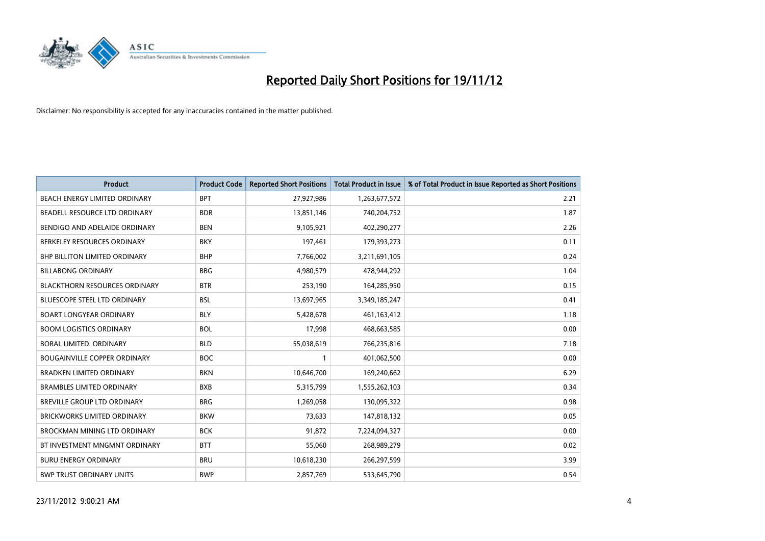# Reported Daily Short Positions for 19/11/12

Disclaimer: No responsibility is accepted for any inaccuracies contained in the matter published.

| Product | Product Code | Reported Short Positions | Total Product in Issue | % of Total Product in Issue Reported as Short Positions |
|---|---|---|---|---|
| BEACH ENERGY LIMITED ORDINARY | BPT | 27,927,986 | 1,263,677,572 | 2.21 |
| BEADELL RESOURCE LTD ORDINARY | BDR | 13,851,146 | 740,204,752 | 1.87 |
| BENDIGO AND ADELAIDE ORDINARY | BEN | 9,105,921 | 402,290,277 | 2.26 |
| BERKELEY RESOURCES ORDINARY | BKY | 197,461 | 179,393,273 | 0.11 |
| BHP BILLITON LIMITED ORDINARY | BHP | 7,766,002 | 3,211,691,105 | 0.24 |
| BILLABONG ORDINARY | BBG | 4,980,579 | 478,944,292 | 1.04 |
| BLACKTHORN RESOURCES ORDINARY | BTR | 253,190 | 164,285,950 | 0.15 |
| BLUESCOPE STEEL LTD ORDINARY | BSL | 13,697,965 | 3,349,185,247 | 0.41 |
| BOART LONGYEAR ORDINARY | BLY | 5,428,678 | 461,163,412 | 1.18 |
| BOOM LOGISTICS ORDINARY | BOL | 17,998 | 468,663,585 | 0.00 |
| BORAL LIMITED. ORDINARY | BLD | 55,038,619 | 766,235,816 | 7.18 |
| BOUGAINVILLE COPPER ORDINARY | BOC | 1 | 401,062,500 | 0.00 |
| BRADKEN LIMITED ORDINARY | BKN | 10,646,700 | 169,240,662 | 6.29 |
| BRAMBLES LIMITED ORDINARY | BXB | 5,315,799 | 1,555,262,103 | 0.34 |
| BREVILLE GROUP LTD ORDINARY | BRG | 1,269,058 | 130,095,322 | 0.98 |
| BRICKWORKS LIMITED ORDINARY | BKW | 73,633 | 147,818,132 | 0.05 |
| BROCKMAN MINING LTD ORDINARY | BCK | 91,872 | 7,224,094,327 | 0.00 |
| BT INVESTMENT MNGMNT ORDINARY | BTT | 55,060 | 268,989,279 | 0.02 |
| BURU ENERGY ORDINARY | BRU | 10,618,230 | 266,297,599 | 3.99 |
| BWP TRUST ORDINARY UNITS | BWP | 2,857,769 | 533,645,790 | 0.54 |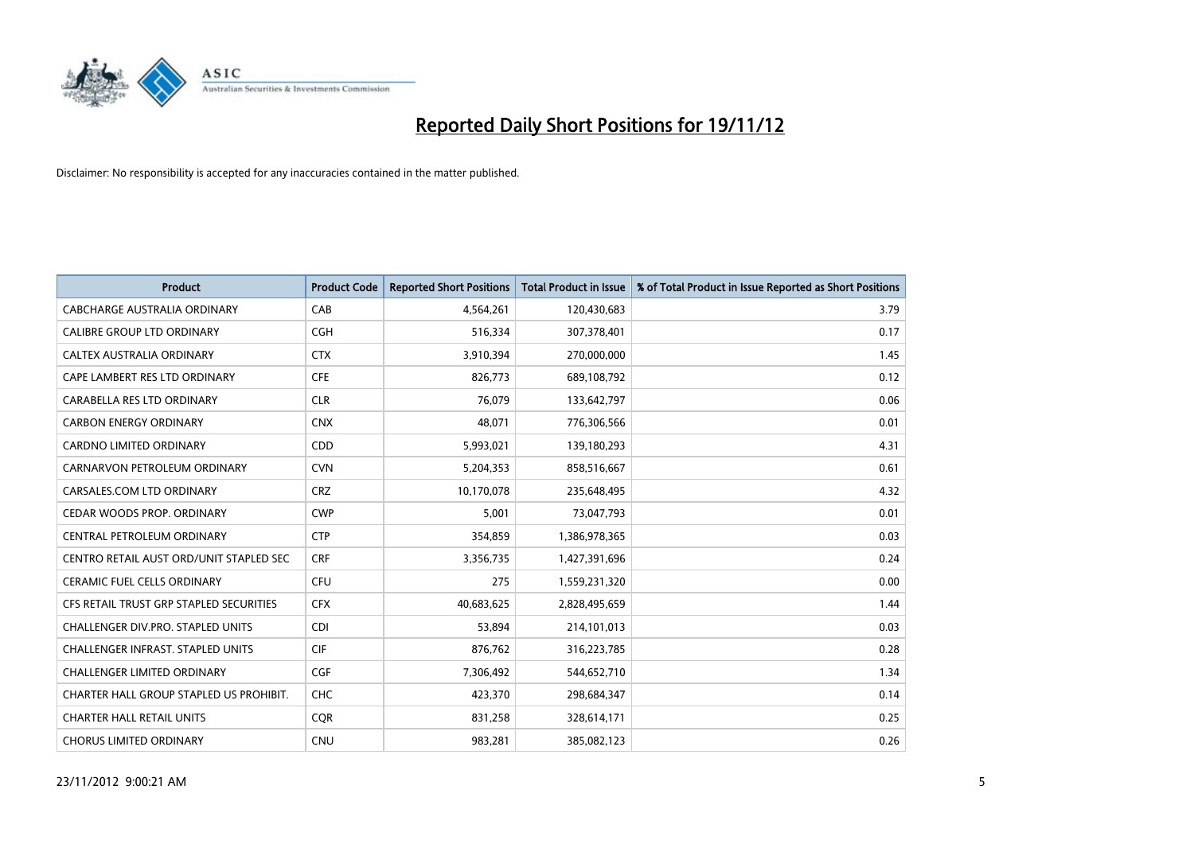# Reported Daily Short Positions for 19/11/12

Disclaimer: No responsibility is accepted for any inaccuracies contained in the matter published.

| Product | Product Code | Reported Short Positions | Total Product in Issue | % of Total Product in Issue Reported as Short Positions |
|---|---|---|---|---|
| CABCHARGE AUSTRALIA ORDINARY | CAB | 4,564,261 | 120,430,683 | 3.79 |
| CALIBRE GROUP LTD ORDINARY | CGH | 516,334 | 307,378,401 | 0.17 |
| CALTEX AUSTRALIA ORDINARY | CTX | 3,910,394 | 270,000,000 | 1.45 |
| CAPE LAMBERT RES LTD ORDINARY | CFE | 826,773 | 689,108,792 | 0.12 |
| CARABELLA RES LTD ORDINARY | CLR | 76,079 | 133,642,797 | 0.06 |
| CARBON ENERGY ORDINARY | CNX | 48,071 | 776,306,566 | 0.01 |
| CARDNO LIMITED ORDINARY | CDD | 5,993,021 | 139,180,293 | 4.31 |
| CARNARVON PETROLEUM ORDINARY | CVN | 5,204,353 | 858,516,667 | 0.61 |
| CARSALES.COM LTD ORDINARY | CRZ | 10,170,078 | 235,648,495 | 4.32 |
| CEDAR WOODS PROP. ORDINARY | CWP | 5,001 | 73,047,793 | 0.01 |
| CENTRAL PETROLEUM ORDINARY | CTP | 354,859 | 1,386,978,365 | 0.03 |
| CENTRO RETAIL AUST ORD/UNIT STAPLED SEC | CRF | 3,356,735 | 1,427,391,696 | 0.24 |
| CERAMIC FUEL CELLS ORDINARY | CFU | 275 | 1,559,231,320 | 0.00 |
| CFS RETAIL TRUST GRP STAPLED SECURITIES | CFX | 40,683,625 | 2,828,495,659 | 1.44 |
| CHALLENGER DIV.PRO. STAPLED UNITS | CDI | 53,894 | 214,101,013 | 0.03 |
| CHALLENGER INFRAST. STAPLED UNITS | CIF | 876,762 | 316,223,785 | 0.28 |
| CHALLENGER LIMITED ORDINARY | CGF | 7,306,492 | 544,652,710 | 1.34 |
| CHARTER HALL GROUP STAPLED US PROHIBIT. | CHC | 423,370 | 298,684,347 | 0.14 |
| CHARTER HALL RETAIL UNITS | CQR | 831,258 | 328,614,171 | 0.25 |
| CHORUS LIMITED ORDINARY | CNU | 983,281 | 385,082,123 | 0.26 |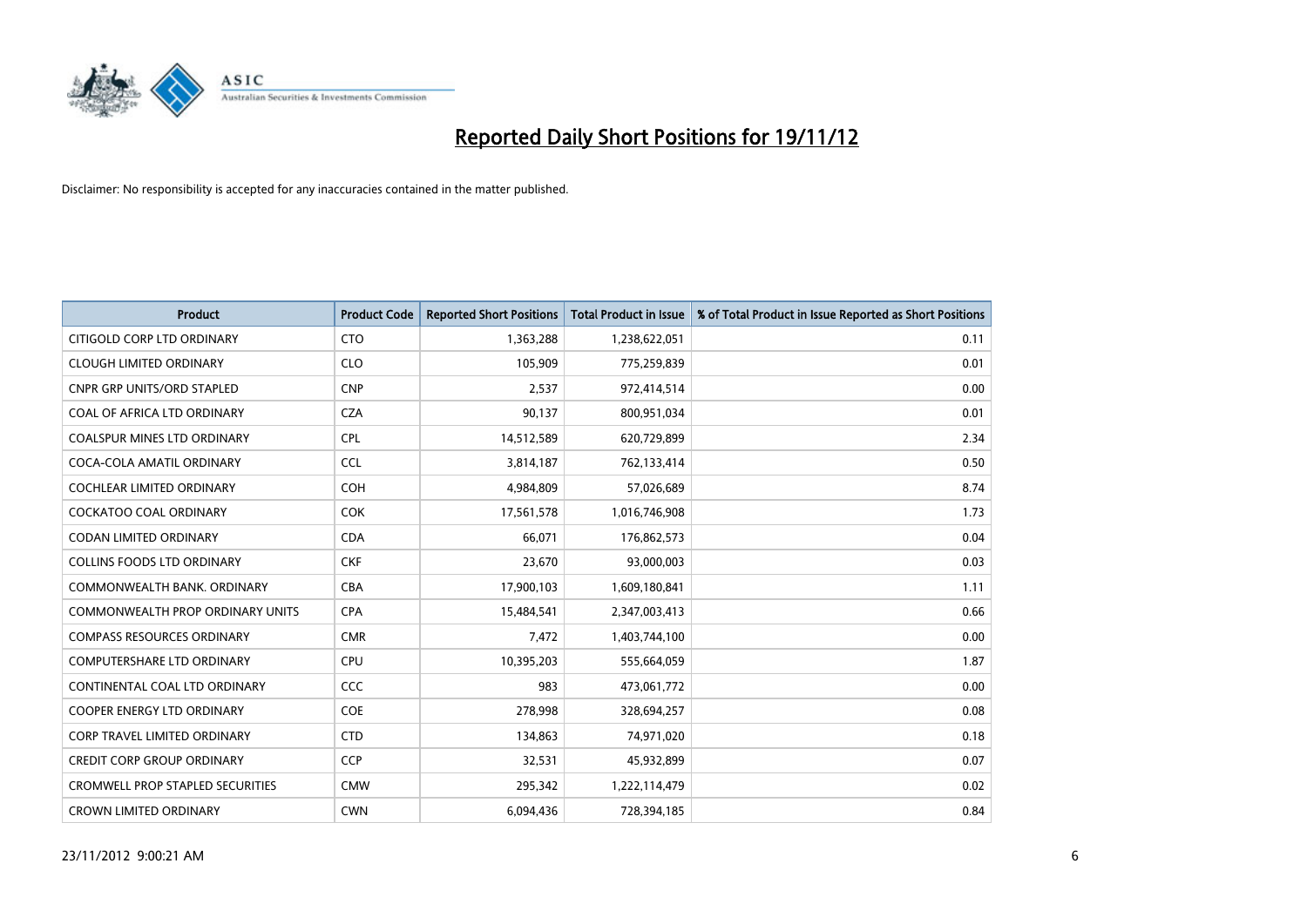# Reported Daily Short Positions for 19/11/12

Disclaimer: No responsibility is accepted for any inaccuracies contained in the matter published.

| Product | Product Code | Reported Short Positions | Total Product in Issue | % of Total Product in Issue Reported as Short Positions |
|---|---|---|---|---|
| CITIGOLD CORP LTD ORDINARY | CTO | 1,363,288 | 1,238,622,051 | 0.11 |
| CLOUGH LIMITED ORDINARY | CLO | 105,909 | 775,259,839 | 0.01 |
| CNPR GRP UNITS/ORD STAPLED | CNP | 2,537 | 972,414,514 | 0.00 |
| COAL OF AFRICA LTD ORDINARY | CZA | 90,137 | 800,951,034 | 0.01 |
| COALSPUR MINES LTD ORDINARY | CPL | 14,512,589 | 620,729,899 | 2.34 |
| COCA-COLA AMATIL ORDINARY | CCL | 3,814,187 | 762,133,414 | 0.50 |
| COCHLEAR LIMITED ORDINARY | COH | 4,984,809 | 57,026,689 | 8.74 |
| COCKATOO COAL ORDINARY | COK | 17,561,578 | 1,016,746,908 | 1.73 |
| CODAN LIMITED ORDINARY | CDA | 66,071 | 176,862,573 | 0.04 |
| COLLINS FOODS LTD ORDINARY | CKF | 23,670 | 93,000,003 | 0.03 |
| COMMONWEALTH BANK. ORDINARY | CBA | 17,900,103 | 1,609,180,841 | 1.11 |
| COMMONWEALTH PROP ORDINARY UNITS | CPA | 15,484,541 | 2,347,003,413 | 0.66 |
| COMPASS RESOURCES ORDINARY | CMR | 7,472 | 1,403,744,100 | 0.00 |
| COMPUTERSHARE LTD ORDINARY | CPU | 10,395,203 | 555,664,059 | 1.87 |
| CONTINENTAL COAL LTD ORDINARY | CCC | 983 | 473,061,772 | 0.00 |
| COOPER ENERGY LTD ORDINARY | COE | 278,998 | 328,694,257 | 0.08 |
| CORP TRAVEL LIMITED ORDINARY | CTD | 134,863 | 74,971,020 | 0.18 |
| CREDIT CORP GROUP ORDINARY | CCP | 32,531 | 45,932,899 | 0.07 |
| CROMWELL PROP STAPLED SECURITIES | CMW | 295,342 | 1,222,114,479 | 0.02 |
| CROWN LIMITED ORDINARY | CWN | 6,094,436 | 728,394,185 | 0.84 |

23/11/2012 9:00:21 AM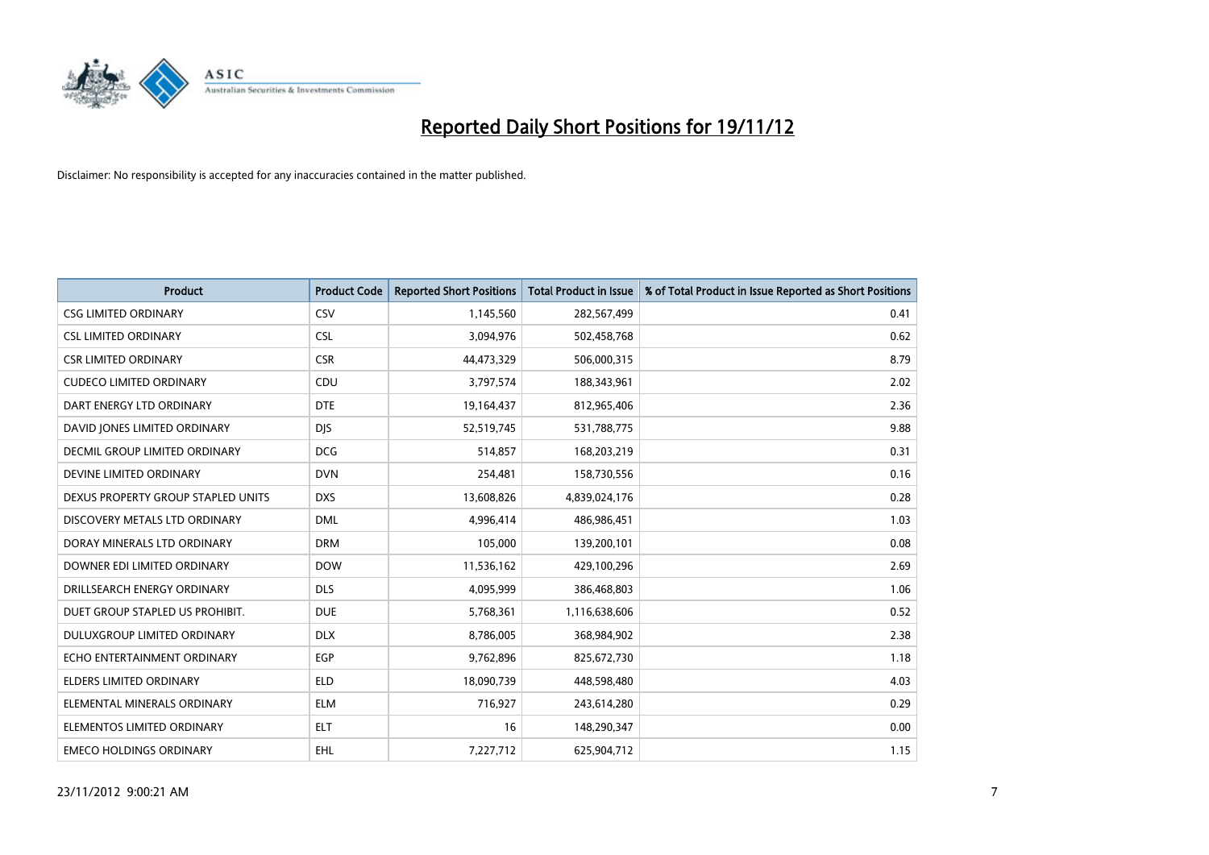# Reported Daily Short Positions for 19/11/12

Disclaimer: No responsibility is accepted for any inaccuracies contained in the matter published.

| Product | Product Code | Reported Short Positions | Total Product in Issue | % of Total Product in Issue Reported as Short Positions |
|---|---|---|---|---|
| CSG LIMITED ORDINARY | CSV | 1,145,560 | 282,567,499 | 0.41 |
| CSL LIMITED ORDINARY | CSL | 3,094,976 | 502,458,768 | 0.62 |
| CSR LIMITED ORDINARY | CSR | 44,473,329 | 506,000,315 | 8.79 |
| CUDECO LIMITED ORDINARY | CDU | 3,797,574 | 188,343,961 | 2.02 |
| DART ENERGY LTD ORDINARY | DTE | 19,164,437 | 812,965,406 | 2.36 |
| DAVID JONES LIMITED ORDINARY | DJS | 52,519,745 | 531,788,775 | 9.88 |
| DECMIL GROUP LIMITED ORDINARY | DCG | 514,857 | 168,203,219 | 0.31 |
| DEVINE LIMITED ORDINARY | DVN | 254,481 | 158,730,556 | 0.16 |
| DEXUS PROPERTY GROUP STAPLED UNITS | DXS | 13,608,826 | 4,839,024,176 | 0.28 |
| DISCOVERY METALS LTD ORDINARY | DML | 4,996,414 | 486,986,451 | 1.03 |
| DORAY MINERALS LTD ORDINARY | DRM | 105,000 | 139,200,101 | 0.08 |
| DOWNER EDI LIMITED ORDINARY | DOW | 11,536,162 | 429,100,296 | 2.69 |
| DRILLSEARCH ENERGY ORDINARY | DLS | 4,095,999 | 386,468,803 | 1.06 |
| DUET GROUP STAPLED US PROHIBIT. | DUE | 5,768,361 | 1,116,638,606 | 0.52 |
| DULUXGROUP LIMITED ORDINARY | DLX | 8,786,005 | 368,984,902 | 2.38 |
| ECHO ENTERTAINMENT ORDINARY | EGP | 9,762,896 | 825,672,730 | 1.18 |
| ELDERS LIMITED ORDINARY | ELD | 18,090,739 | 448,598,480 | 4.03 |
| ELEMENTAL MINERALS ORDINARY | ELM | 716,927 | 243,614,280 | 0.29 |
| ELEMENTOS LIMITED ORDINARY | ELT | 16 | 148,290,347 | 0.00 |
| EMECO HOLDINGS ORDINARY | EHL | 7,227,712 | 625,904,712 | 1.15 |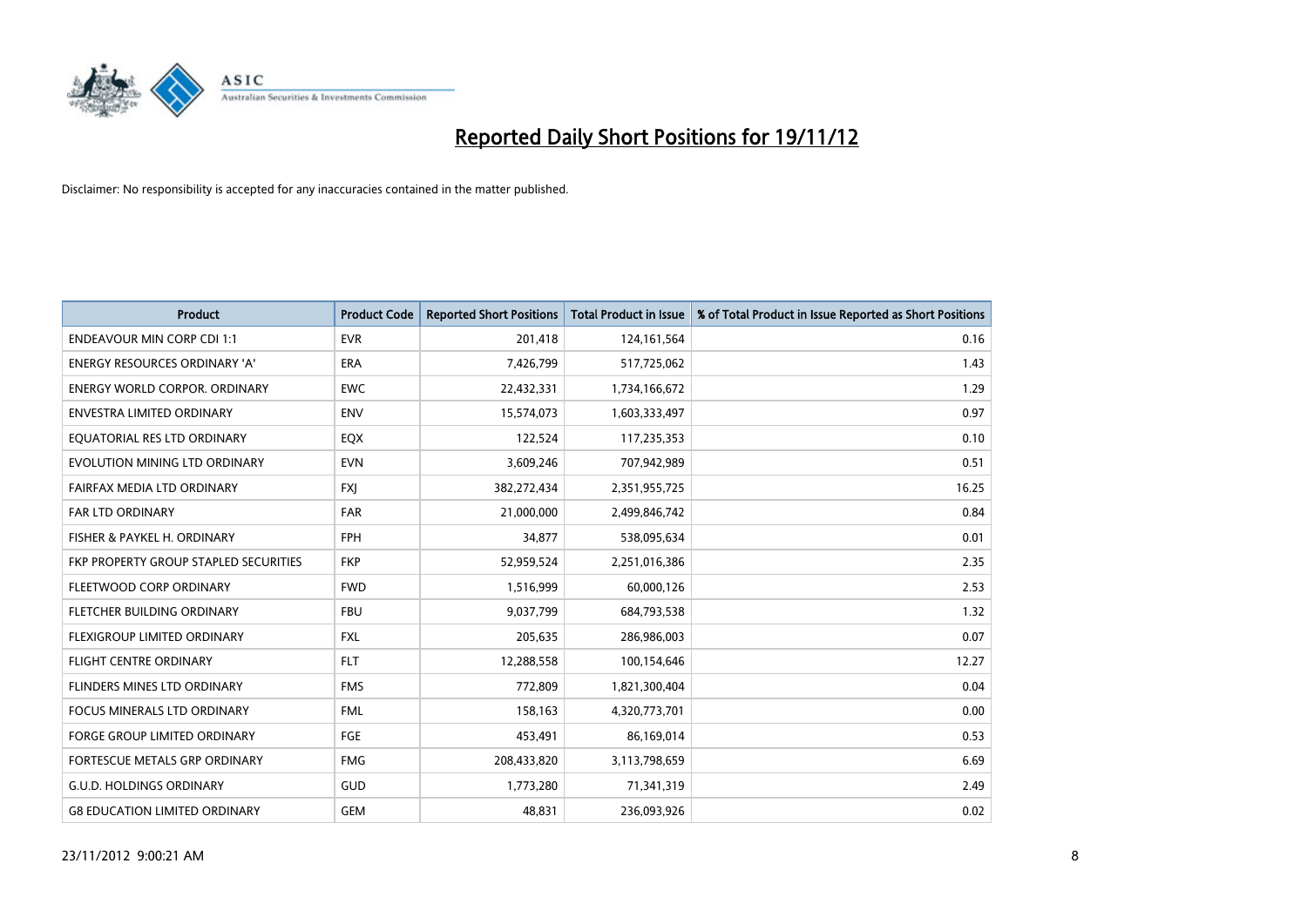# Reported Daily Short Positions for 19/11/12

Disclaimer: No responsibility is accepted for any inaccuracies contained in the matter published.

| Product | Product Code | Reported Short Positions | Total Product in Issue | % of Total Product in Issue Reported as Short Positions |
|---|---|---|---|---|
| ENDEAVOUR MIN CORP CDI 1:1 | EVR | 201,418 | 124,161,564 | 0.16 |
| ENERGY RESOURCES ORDINARY 'A' | ERA | 7,426,799 | 517,725,062 | 1.43 |
| ENERGY WORLD CORPOR. ORDINARY | EWC | 22,432,331 | 1,734,166,672 | 1.29 |
| ENVESTRA LIMITED ORDINARY | ENV | 15,574,073 | 1,603,333,497 | 0.97 |
| EQUATORIAL RES LTD ORDINARY | EQX | 122,524 | 117,235,353 | 0.10 |
| EVOLUTION MINING LTD ORDINARY | EVN | 3,609,246 | 707,942,989 | 0.51 |
| FAIRFAX MEDIA LTD ORDINARY | FXJ | 382,272,434 | 2,351,955,725 | 16.25 |
| FAR LTD ORDINARY | FAR | 21,000,000 | 2,499,846,742 | 0.84 |
| FISHER & PAYKEL H. ORDINARY | FPH | 34,877 | 538,095,634 | 0.01 |
| FKP PROPERTY GROUP STAPLED SECURITIES | FKP | 52,959,524 | 2,251,016,386 | 2.35 |
| FLEETWOOD CORP ORDINARY | FWD | 1,516,999 | 60,000,126 | 2.53 |
| FLETCHER BUILDING ORDINARY | FBU | 9,037,799 | 684,793,538 | 1.32 |
| FLEXIGROUP LIMITED ORDINARY | FXL | 205,635 | 286,986,003 | 0.07 |
| FLIGHT CENTRE ORDINARY | FLT | 12,288,558 | 100,154,646 | 12.27 |
| FLINDERS MINES LTD ORDINARY | FMS | 772,809 | 1,821,300,404 | 0.04 |
| FOCUS MINERALS LTD ORDINARY | FML | 158,163 | 4,320,773,701 | 0.00 |
| FORGE GROUP LIMITED ORDINARY | FGE | 453,491 | 86,169,014 | 0.53 |
| FORTESCUE METALS GRP ORDINARY | FMG | 208,433,820 | 3,113,798,659 | 6.69 |
| G.U.D. HOLDINGS ORDINARY | GUD | 1,773,280 | 71,341,319 | 2.49 |
| G8 EDUCATION LIMITED ORDINARY | GEM | 48,831 | 236,093,926 | 0.02 |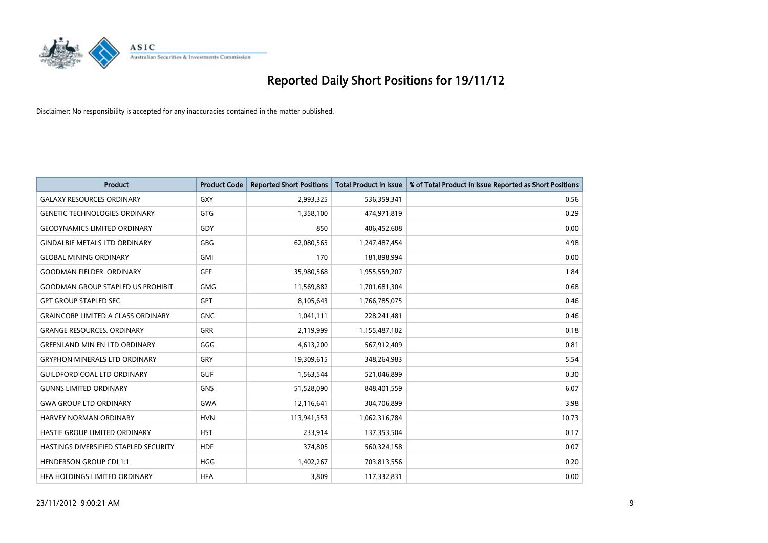# Reported Daily Short Positions for 19/11/12

Disclaimer: No responsibility is accepted for any inaccuracies contained in the matter published.

| Product | Product Code | Reported Short Positions | Total Product in Issue | % of Total Product in Issue Reported as Short Positions |
| --- | --- | --- | --- | --- |
| GALAXY RESOURCES ORDINARY | GXY | 2,993,325 | 536,359,341 | 0.56 |
| GENETIC TECHNOLOGIES ORDINARY | GTG | 1,358,100 | 474,971,819 | 0.29 |
| GEODYNAMICS LIMITED ORDINARY | GDY | 850 | 406,452,608 | 0.00 |
| GINDALBIE METALS LTD ORDINARY | GBG | 62,080,565 | 1,247,487,454 | 4.98 |
| GLOBAL MINING ORDINARY | GMI | 170 | 181,898,994 | 0.00 |
| GOODMAN FIELDER. ORDINARY | GFF | 35,980,568 | 1,955,559,207 | 1.84 |
| GOODMAN GROUP STAPLED US PROHIBIT. | GMG | 11,569,882 | 1,701,681,304 | 0.68 |
| GPT GROUP STAPLED SEC. | GPT | 8,105,643 | 1,766,785,075 | 0.46 |
| GRAINCORP LIMITED A CLASS ORDINARY | GNC | 1,041,111 | 228,241,481 | 0.46 |
| GRANGE RESOURCES. ORDINARY | GRR | 2,119,999 | 1,155,487,102 | 0.18 |
| GREENLAND MIN EN LTD ORDINARY | GGG | 4,613,200 | 567,912,409 | 0.81 |
| GRYPHON MINERALS LTD ORDINARY | GRY | 19,309,615 | 348,264,983 | 5.54 |
| GUILDFORD COAL LTD ORDINARY | GUF | 1,563,544 | 521,046,899 | 0.30 |
| GUNNS LIMITED ORDINARY | GNS | 51,528,090 | 848,401,559 | 6.07 |
| GWA GROUP LTD ORDINARY | GWA | 12,116,641 | 304,706,899 | 3.98 |
| HARVEY NORMAN ORDINARY | HVN | 113,941,353 | 1,062,316,784 | 10.73 |
| HASTIE GROUP LIMITED ORDINARY | HST | 233,914 | 137,353,504 | 0.17 |
| HASTINGS DIVERSIFIED STAPLED SECURITY | HDF | 374,805 | 560,324,158 | 0.07 |
| HENDERSON GROUP CDI 1:1 | HGG | 1,402,267 | 703,813,556 | 0.20 |
| HFA HOLDINGS LIMITED ORDINARY | HFA | 3,809 | 117,332,831 | 0.00 |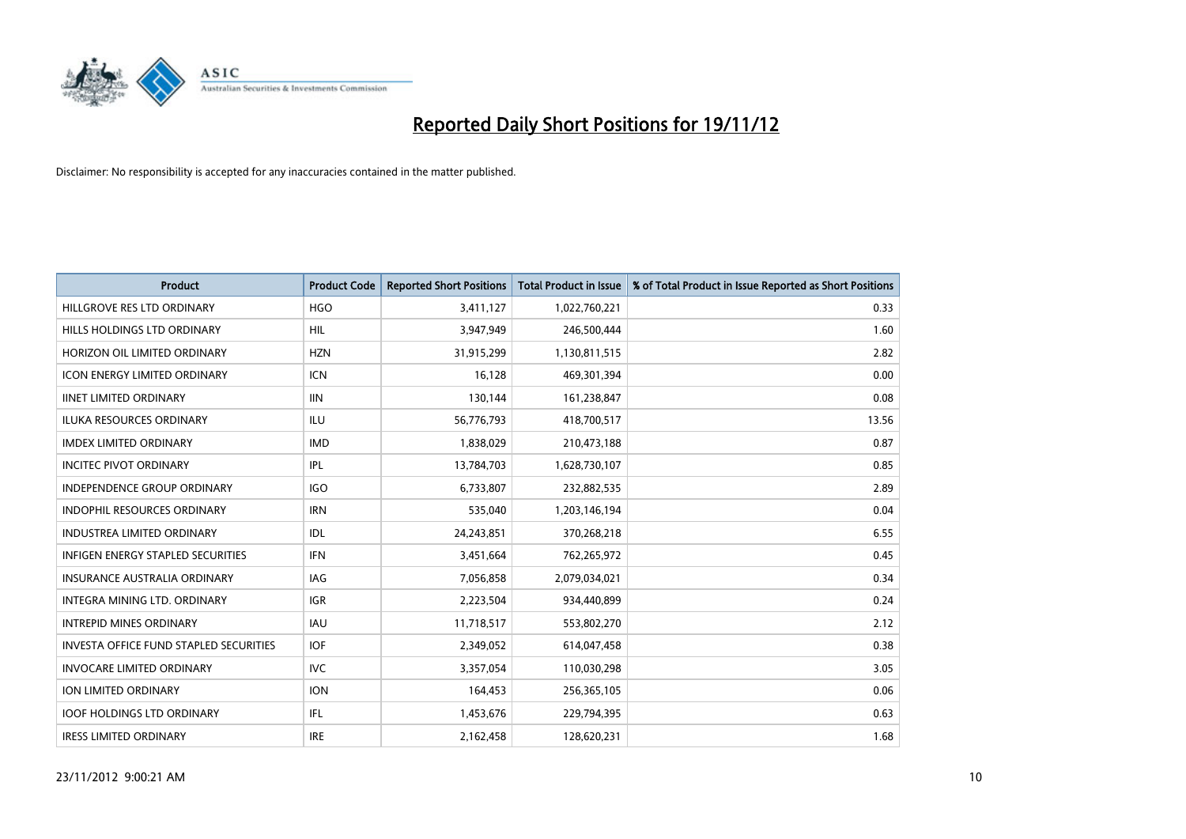# Reported Daily Short Positions for 19/11/12

Disclaimer: No responsibility is accepted for any inaccuracies contained in the matter published.

| Product | Product Code | Reported Short Positions | Total Product in Issue | % of Total Product in Issue Reported as Short Positions |
|---|---|---|---|---|
| HILLGROVE RES LTD ORDINARY | HGO | 3,411,127 | 1,022,760,221 | 0.33 |
| HILLS HOLDINGS LTD ORDINARY | HIL | 3,947,949 | 246,500,444 | 1.60 |
| HORIZON OIL LIMITED ORDINARY | HZN | 31,915,299 | 1,130,811,515 | 2.82 |
| ICON ENERGY LIMITED ORDINARY | ICN | 16,128 | 469,301,394 | 0.00 |
| IINET LIMITED ORDINARY | IIN | 130,144 | 161,238,847 | 0.08 |
| ILUKA RESOURCES ORDINARY | ILU | 56,776,793 | 418,700,517 | 13.56 |
| IMDEX LIMITED ORDINARY | IMD | 1,838,029 | 210,473,188 | 0.87 |
| INCITEC PIVOT ORDINARY | IPL | 13,784,703 | 1,628,730,107 | 0.85 |
| INDEPENDENCE GROUP ORDINARY | IGO | 6,733,807 | 232,882,535 | 2.89 |
| INDOPHIL RESOURCES ORDINARY | IRN | 535,040 | 1,203,146,194 | 0.04 |
| INDUSTREA LIMITED ORDINARY | IDL | 24,243,851 | 370,268,218 | 6.55 |
| INFIGEN ENERGY STAPLED SECURITIES | IFN | 3,451,664 | 762,265,972 | 0.45 |
| INSURANCE AUSTRALIA ORDINARY | IAG | 7,056,858 | 2,079,034,021 | 0.34 |
| INTEGRA MINING LTD. ORDINARY | IGR | 2,223,504 | 934,440,899 | 0.24 |
| INTREPID MINES ORDINARY | IAU | 11,718,517 | 553,802,270 | 2.12 |
| INVESTA OFFICE FUND STAPLED SECURITIES | IOF | 2,349,052 | 614,047,458 | 0.38 |
| INVOCARE LIMITED ORDINARY | IVC | 3,357,054 | 110,030,298 | 3.05 |
| ION LIMITED ORDINARY | ION | 164,453 | 256,365,105 | 0.06 |
| IOOF HOLDINGS LTD ORDINARY | IFL | 1,453,676 | 229,794,395 | 0.63 |
| IRESS LIMITED ORDINARY | IRE | 2,162,458 | 128,620,231 | 1.68 |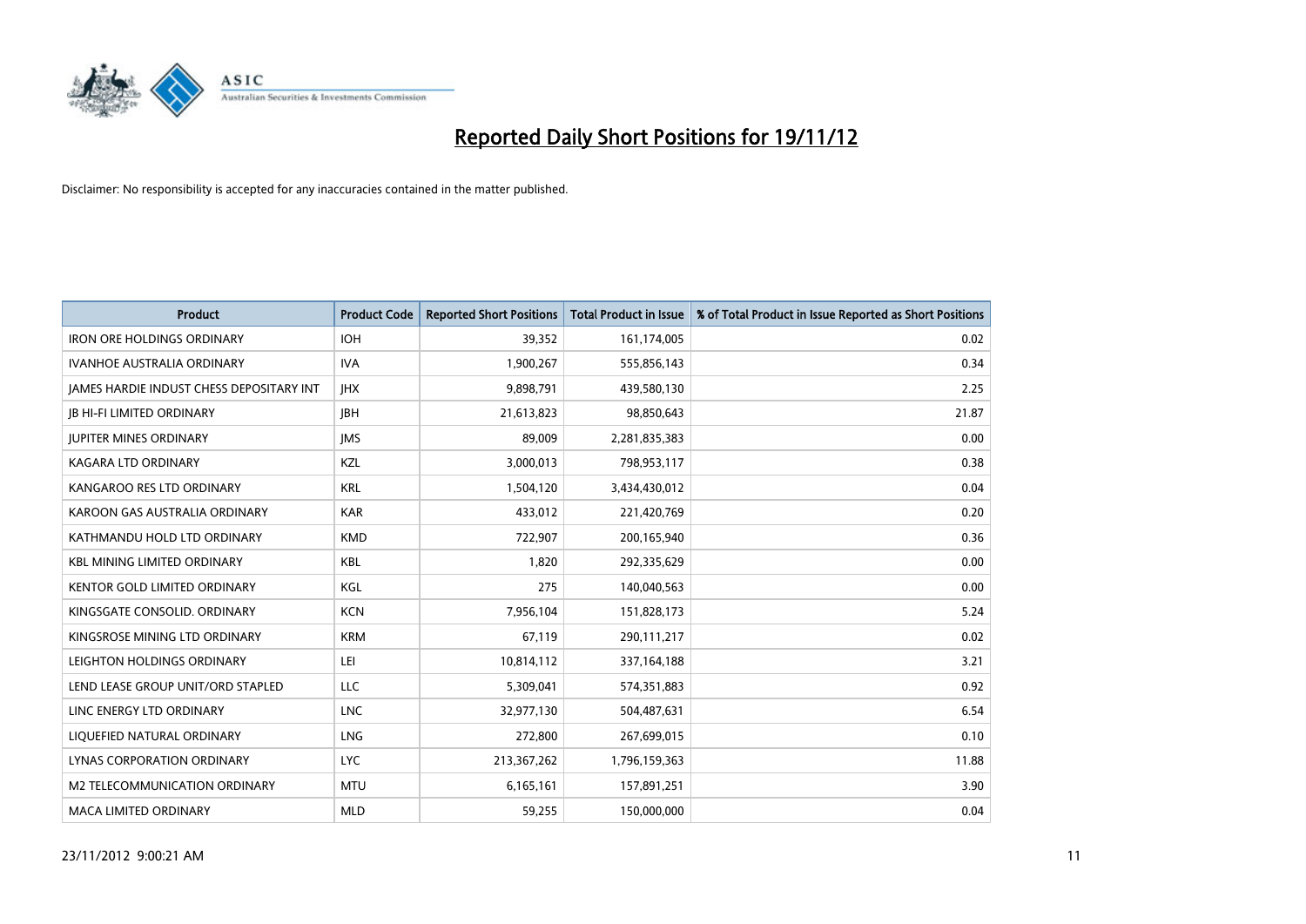# Reported Daily Short Positions for 19/11/12

Disclaimer: No responsibility is accepted for any inaccuracies contained in the matter published.

| Product | Product Code | Reported Short Positions | Total Product in Issue | % of Total Product in Issue Reported as Short Positions |
|---|---|---|---|---|
| IRON ORE HOLDINGS ORDINARY | IOH | 39,352 | 161,174,005 | 0.02 |
| IVANHOE AUSTRALIA ORDINARY | IVA | 1,900,267 | 555,856,143 | 0.34 |
| JAMES HARDIE INDUST CHESS DEPOSITARY INT | JHX | 9,898,791 | 439,580,130 | 2.25 |
| JB HI-FI LIMITED ORDINARY | JBH | 21,613,823 | 98,850,643 | 21.87 |
| JUPITER MINES ORDINARY | JMS | 89,009 | 2,281,835,383 | 0.00 |
| KAGARA LTD ORDINARY | KZL | 3,000,013 | 798,953,117 | 0.38 |
| KANGAROO RES LTD ORDINARY | KRL | 1,504,120 | 3,434,430,012 | 0.04 |
| KAROON GAS AUSTRALIA ORDINARY | KAR | 433,012 | 221,420,769 | 0.20 |
| KATHMANDU HOLD LTD ORDINARY | KMD | 722,907 | 200,165,940 | 0.36 |
| KBL MINING LIMITED ORDINARY | KBL | 1,820 | 292,335,629 | 0.00 |
| KENTOR GOLD LIMITED ORDINARY | KGL | 275 | 140,040,563 | 0.00 |
| KINGSGATE CONSOLID. ORDINARY | KCN | 7,956,104 | 151,828,173 | 5.24 |
| KINGSROSE MINING LTD ORDINARY | KRM | 67,119 | 290,111,217 | 0.02 |
| LEIGHTON HOLDINGS ORDINARY | LEI | 10,814,112 | 337,164,188 | 3.21 |
| LEND LEASE GROUP UNIT/ORD STAPLED | LLC | 5,309,041 | 574,351,883 | 0.92 |
| LINC ENERGY LTD ORDINARY | LNC | 32,977,130 | 504,487,631 | 6.54 |
| LIQUEFIED NATURAL ORDINARY | LNG | 272,800 | 267,699,015 | 0.10 |
| LYNAS CORPORATION ORDINARY | LYC | 213,367,262 | 1,796,159,363 | 11.88 |
| M2 TELECOMMUNICATION ORDINARY | MTU | 6,165,161 | 157,891,251 | 3.90 |
| MACA LIMITED ORDINARY | MLD | 59,255 | 150,000,000 | 0.04 |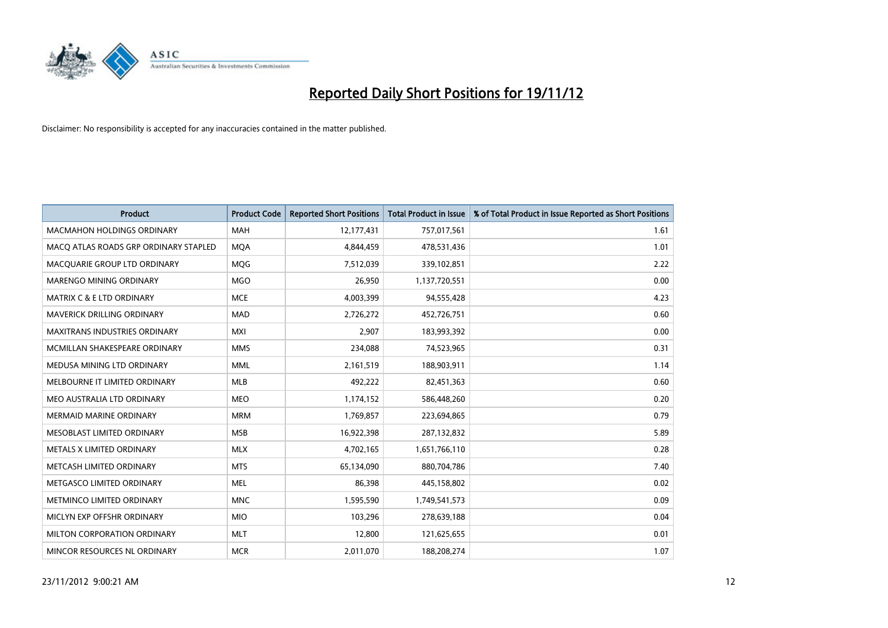# Reported Daily Short Positions for 19/11/12

Disclaimer: No responsibility is accepted for any inaccuracies contained in the matter published.

| Product | Product Code | Reported Short Positions | Total Product in Issue | % of Total Product in Issue Reported as Short Positions |
|---|---|---|---|---|
| MACMAHON HOLDINGS ORDINARY | MAH | 12,177,431 | 757,017,561 | 1.61 |
| MACQ ATLAS ROADS GRP ORDINARY STAPLED | MQA | 4,844,459 | 478,531,436 | 1.01 |
| MACQUARIE GROUP LTD ORDINARY | MQG | 7,512,039 | 339,102,851 | 2.22 |
| MARENGO MINING ORDINARY | MGO | 26,950 | 1,137,720,551 | 0.00 |
| MATRIX C & E LTD ORDINARY | MCE | 4,003,399 | 94,555,428 | 4.23 |
| MAVERICK DRILLING ORDINARY | MAD | 2,726,272 | 452,726,751 | 0.60 |
| MAXITRANS INDUSTRIES ORDINARY | MXI | 2,907 | 183,993,392 | 0.00 |
| MCMILLAN SHAKESPEARE ORDINARY | MMS | 234,088 | 74,523,965 | 0.31 |
| MEDUSA MINING LTD ORDINARY | MML | 2,161,519 | 188,903,911 | 1.14 |
| MELBOURNE IT LIMITED ORDINARY | MLB | 492,222 | 82,451,363 | 0.60 |
| MEO AUSTRALIA LTD ORDINARY | MEO | 1,174,152 | 586,448,260 | 0.20 |
| MERMAID MARINE ORDINARY | MRM | 1,769,857 | 223,694,865 | 0.79 |
| MESOBLAST LIMITED ORDINARY | MSB | 16,922,398 | 287,132,832 | 5.89 |
| METALS X LIMITED ORDINARY | MLX | 4,702,165 | 1,651,766,110 | 0.28 |
| METCASH LIMITED ORDINARY | MTS | 65,134,090 | 880,704,786 | 7.40 |
| METGASCO LIMITED ORDINARY | MEL | 86,398 | 445,158,802 | 0.02 |
| METMINCO LIMITED ORDINARY | MNC | 1,595,590 | 1,749,541,573 | 0.09 |
| MICLYN EXP OFFSHR ORDINARY | MIO | 103,296 | 278,639,188 | 0.04 |
| MILTON CORPORATION ORDINARY | MLT | 12,800 | 121,625,655 | 0.01 |
| MINCOR RESOURCES NL ORDINARY | MCR | 2,011,070 | 188,208,274 | 1.07 |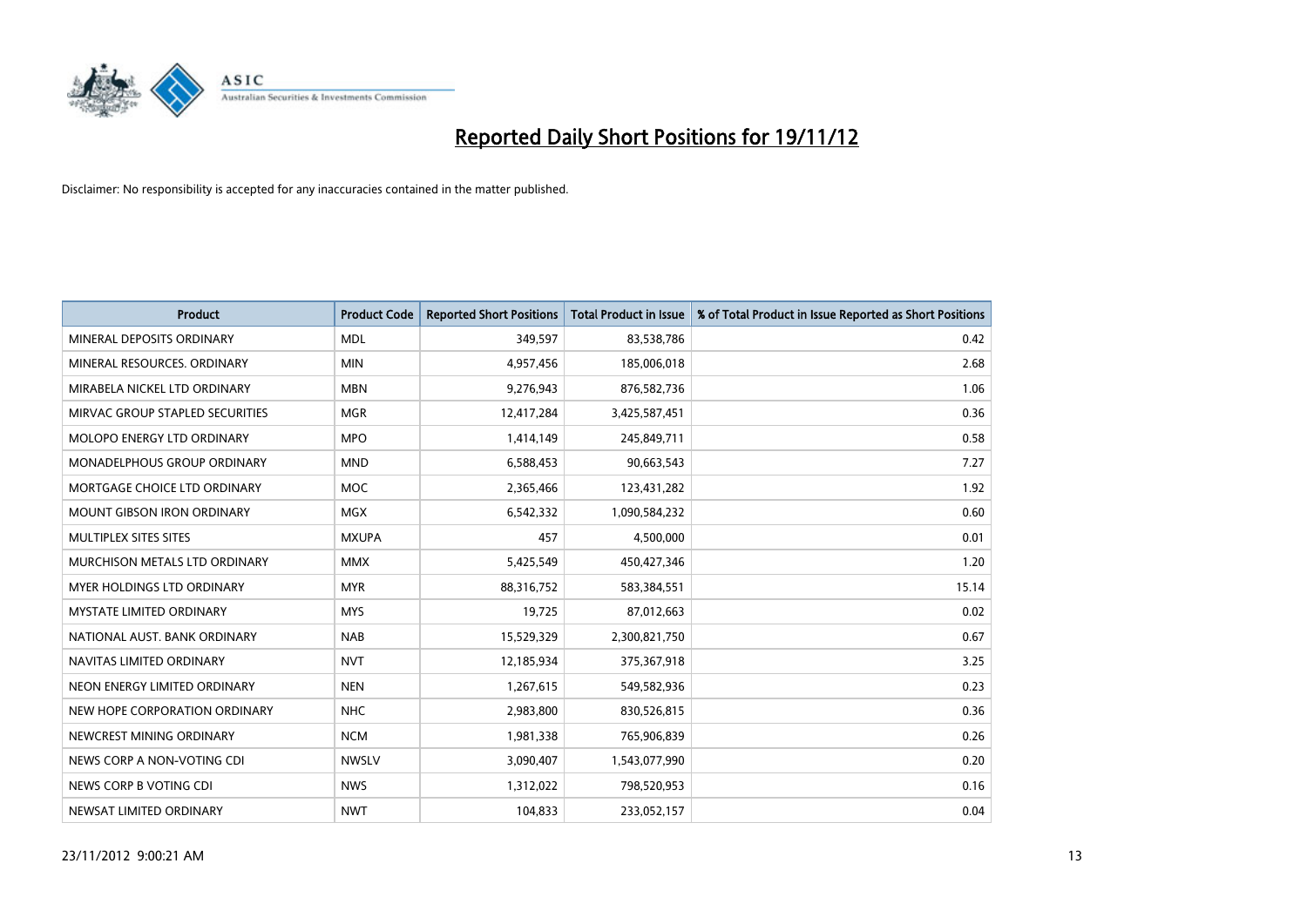# Reported Daily Short Positions for 19/11/12

Disclaimer: No responsibility is accepted for any inaccuracies contained in the matter published.

| Product | Product Code | Reported Short Positions | Total Product in Issue | % of Total Product in Issue Reported as Short Positions |
|---|---|---|---|---|
| MINERAL DEPOSITS ORDINARY | MDL | 349,597 | 83,538,786 | 0.42 |
| MINERAL RESOURCES. ORDINARY | MIN | 4,957,456 | 185,006,018 | 2.68 |
| MIRABELA NICKEL LTD ORDINARY | MBN | 9,276,943 | 876,582,736 | 1.06 |
| MIRVAC GROUP STAPLED SECURITIES | MGR | 12,417,284 | 3,425,587,451 | 0.36 |
| MOLOPO ENERGY LTD ORDINARY | MPO | 1,414,149 | 245,849,711 | 0.58 |
| MONADELPHOUS GROUP ORDINARY | MND | 6,588,453 | 90,663,543 | 7.27 |
| MORTGAGE CHOICE LTD ORDINARY | MOC | 2,365,466 | 123,431,282 | 1.92 |
| MOUNT GIBSON IRON ORDINARY | MGX | 6,542,332 | 1,090,584,232 | 0.60 |
| MULTIPLEX SITES SITES | MXUPA | 457 | 4,500,000 | 0.01 |
| MURCHISON METALS LTD ORDINARY | MMX | 5,425,549 | 450,427,346 | 1.20 |
| MYER HOLDINGS LTD ORDINARY | MYR | 88,316,752 | 583,384,551 | 15.14 |
| MYSTATE LIMITED ORDINARY | MYS | 19,725 | 87,012,663 | 0.02 |
| NATIONAL AUST. BANK ORDINARY | NAB | 15,529,329 | 2,300,821,750 | 0.67 |
| NAVITAS LIMITED ORDINARY | NVT | 12,185,934 | 375,367,918 | 3.25 |
| NEON ENERGY LIMITED ORDINARY | NEN | 1,267,615 | 549,582,936 | 0.23 |
| NEW HOPE CORPORATION ORDINARY | NHC | 2,983,800 | 830,526,815 | 0.36 |
| NEWCREST MINING ORDINARY | NCM | 1,981,338 | 765,906,839 | 0.26 |
| NEWS CORP A NON-VOTING CDI | NWSLV | 3,090,407 | 1,543,077,990 | 0.20 |
| NEWS CORP B VOTING CDI | NWS | 1,312,022 | 798,520,953 | 0.16 |
| NEWSAT LIMITED ORDINARY | NWT | 104,833 | 233,052,157 | 0.04 |

23/11/2012 9:00:21 AM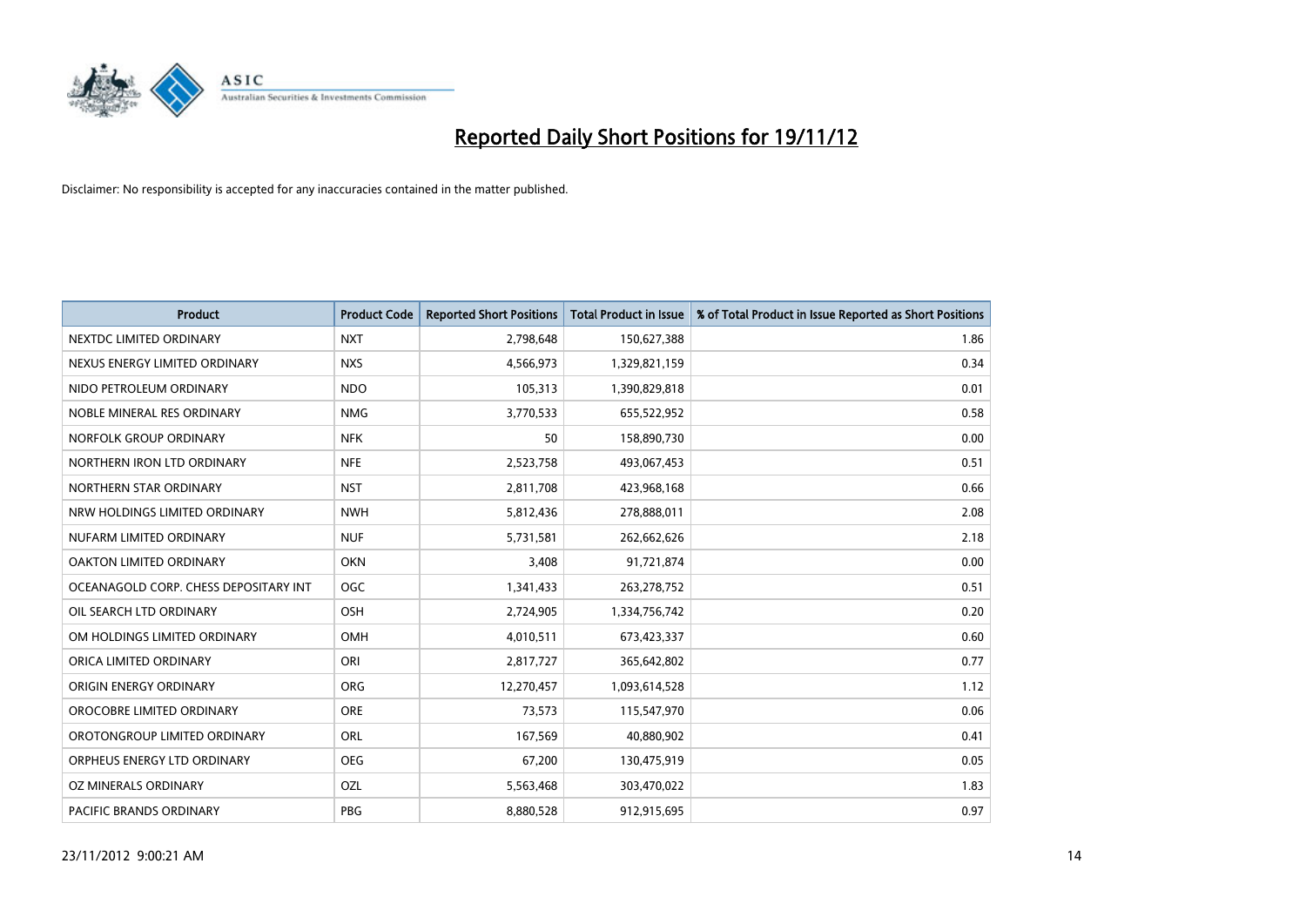# Reported Daily Short Positions for 19/11/12

Disclaimer: No responsibility is accepted for any inaccuracies contained in the matter published.

| Product | Product Code | Reported Short Positions | Total Product in Issue | % of Total Product in Issue Reported as Short Positions |
|---|---|---|---|---|
| NEXTDC LIMITED ORDINARY | NXT | 2,798,648 | 150,627,388 | 1.86 |
| NEXUS ENERGY LIMITED ORDINARY | NXS | 4,566,973 | 1,329,821,159 | 0.34 |
| NIDO PETROLEUM ORDINARY | NDO | 105,313 | 1,390,829,818 | 0.01 |
| NOBLE MINERAL RES ORDINARY | NMG | 3,770,533 | 655,522,952 | 0.58 |
| NORFOLK GROUP ORDINARY | NFK | 50 | 158,890,730 | 0.00 |
| NORTHERN IRON LTD ORDINARY | NFE | 2,523,758 | 493,067,453 | 0.51 |
| NORTHERN STAR ORDINARY | NST | 2,811,708 | 423,968,168 | 0.66 |
| NRW HOLDINGS LIMITED ORDINARY | NWH | 5,812,436 | 278,888,011 | 2.08 |
| NUFARM LIMITED ORDINARY | NUF | 5,731,581 | 262,662,626 | 2.18 |
| OAKTON LIMITED ORDINARY | OKN | 3,408 | 91,721,874 | 0.00 |
| OCEANAGOLD CORP. CHESS DEPOSITARY INT | OGC | 1,341,433 | 263,278,752 | 0.51 |
| OIL SEARCH LTD ORDINARY | OSH | 2,724,905 | 1,334,756,742 | 0.20 |
| OM HOLDINGS LIMITED ORDINARY | OMH | 4,010,511 | 673,423,337 | 0.60 |
| ORICA LIMITED ORDINARY | ORI | 2,817,727 | 365,642,802 | 0.77 |
| ORIGIN ENERGY ORDINARY | ORG | 12,270,457 | 1,093,614,528 | 1.12 |
| OROCOBRE LIMITED ORDINARY | ORE | 73,573 | 115,547,970 | 0.06 |
| OROTONGROUP LIMITED ORDINARY | ORL | 167,569 | 40,880,902 | 0.41 |
| ORPHEUS ENERGY LTD ORDINARY | OEG | 67,200 | 130,475,919 | 0.05 |
| OZ MINERALS ORDINARY | OZL | 5,563,468 | 303,470,022 | 1.83 |
| PACIFIC BRANDS ORDINARY | PBG | 8,880,528 | 912,915,695 | 0.97 |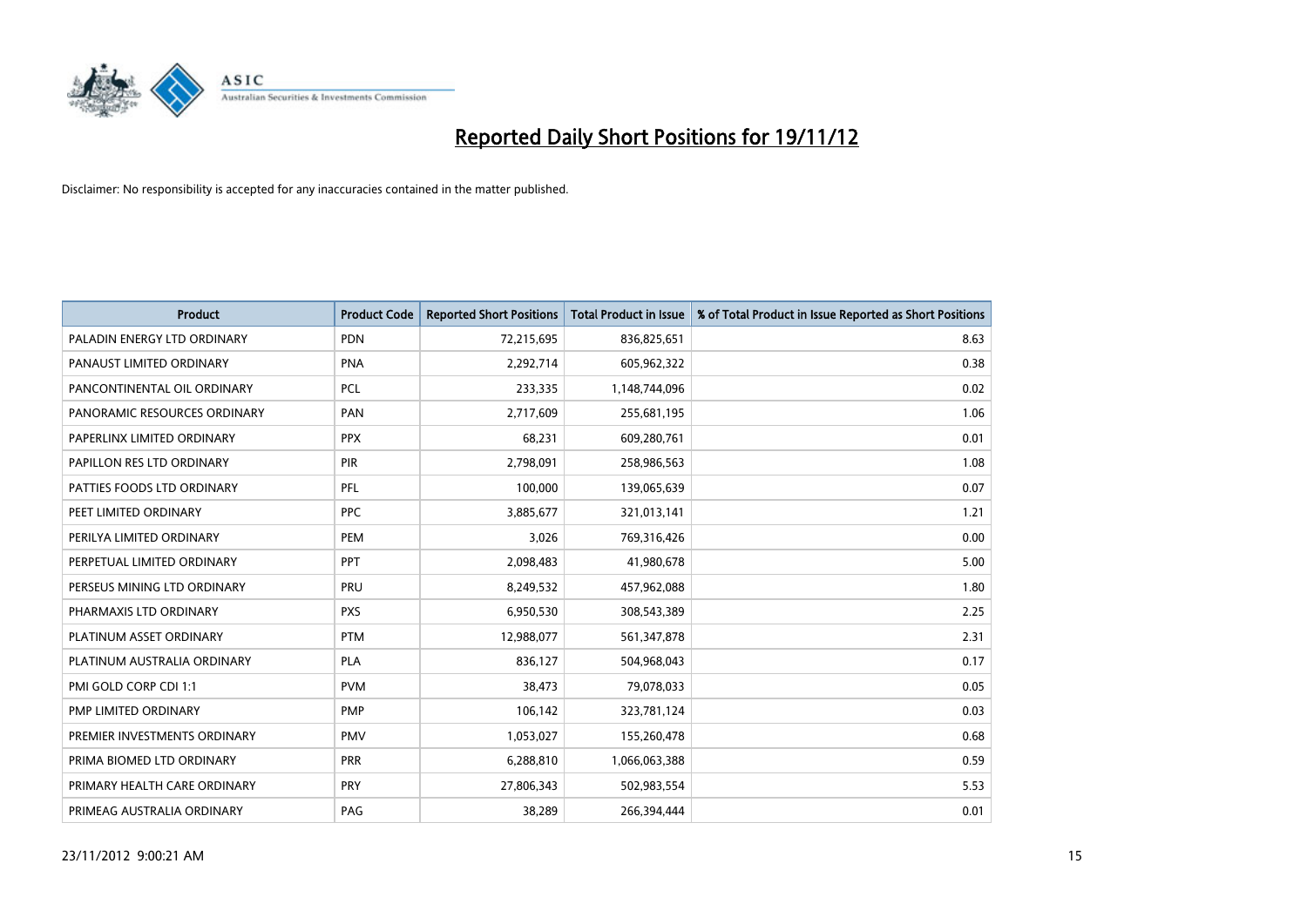# Reported Daily Short Positions for 19/11/12

Disclaimer: No responsibility is accepted for any inaccuracies contained in the matter published.

| Product | Product Code | Reported Short Positions | Total Product in Issue | % of Total Product in Issue Reported as Short Positions |
|---|---|---|---|---|
| PALADIN ENERGY LTD ORDINARY | PDN | 72,215,695 | 836,825,651 | 8.63 |
| PANAUST LIMITED ORDINARY | PNA | 2,292,714 | 605,962,322 | 0.38 |
| PANCONTINENTAL OIL ORDINARY | PCL | 233,335 | 1,148,744,096 | 0.02 |
| PANORAMIC RESOURCES ORDINARY | PAN | 2,717,609 | 255,681,195 | 1.06 |
| PAPERLINX LIMITED ORDINARY | PPX | 68,231 | 609,280,761 | 0.01 |
| PAPILLON RES LTD ORDINARY | PIR | 2,798,091 | 258,986,563 | 1.08 |
| PATTIES FOODS LTD ORDINARY | PFL | 100,000 | 139,065,639 | 0.07 |
| PEET LIMITED ORDINARY | PPC | 3,885,677 | 321,013,141 | 1.21 |
| PERILYA LIMITED ORDINARY | PEM | 3,026 | 769,316,426 | 0.00 |
| PERPETUAL LIMITED ORDINARY | PPT | 2,098,483 | 41,980,678 | 5.00 |
| PERSEUS MINING LTD ORDINARY | PRU | 8,249,532 | 457,962,088 | 1.80 |
| PHARMAXIS LTD ORDINARY | PXS | 6,950,530 | 308,543,389 | 2.25 |
| PLATINUM ASSET ORDINARY | PTM | 12,988,077 | 561,347,878 | 2.31 |
| PLATINUM AUSTRALIA ORDINARY | PLA | 836,127 | 504,968,043 | 0.17 |
| PMI GOLD CORP CDI 1:1 | PVM | 38,473 | 79,078,033 | 0.05 |
| PMP LIMITED ORDINARY | PMP | 106,142 | 323,781,124 | 0.03 |
| PREMIER INVESTMENTS ORDINARY | PMV | 1,053,027 | 155,260,478 | 0.68 |
| PRIMA BIOMED LTD ORDINARY | PRR | 6,288,810 | 1,066,063,388 | 0.59 |
| PRIMARY HEALTH CARE ORDINARY | PRY | 27,806,343 | 502,983,554 | 5.53 |
| PRIMEAG AUSTRALIA ORDINARY | PAG | 38,289 | 266,394,444 | 0.01 |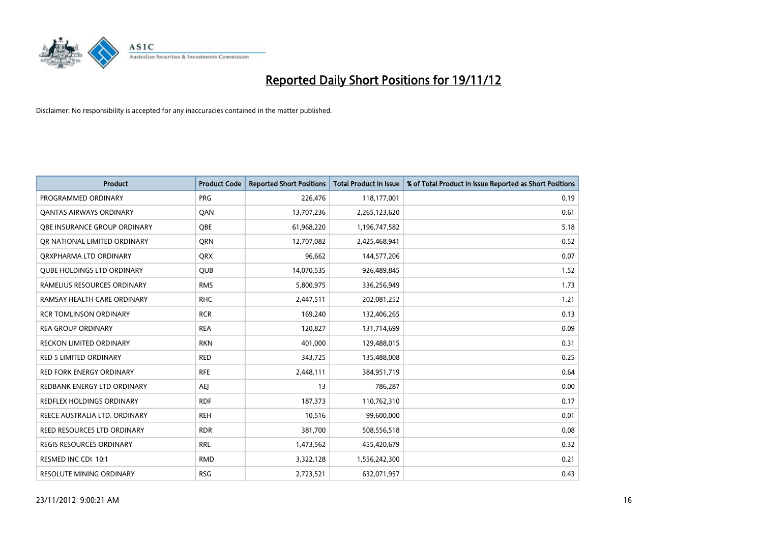# Reported Daily Short Positions for 19/11/12

Disclaimer: No responsibility is accepted for any inaccuracies contained in the matter published.

| Product | Product Code | Reported Short Positions | Total Product in Issue | % of Total Product in Issue Reported as Short Positions |
|---|---|---|---|---|
| PROGRAMMED ORDINARY | PRG | 226,476 | 118,177,001 | 0.19 |
| QANTAS AIRWAYS ORDINARY | QAN | 13,707,236 | 2,265,123,620 | 0.61 |
| QBE INSURANCE GROUP ORDINARY | QBE | 61,968,220 | 1,196,747,582 | 5.18 |
| QR NATIONAL LIMITED ORDINARY | QRN | 12,707,082 | 2,425,468,941 | 0.52 |
| QRXPHARMA LTD ORDINARY | QRX | 96,662 | 144,577,206 | 0.07 |
| QUBE HOLDINGS LTD ORDINARY | QUB | 14,070,535 | 926,489,845 | 1.52 |
| RAMELIUS RESOURCES ORDINARY | RMS | 5,800,975 | 336,256,949 | 1.73 |
| RAMSAY HEALTH CARE ORDINARY | RHC | 2,447,511 | 202,081,252 | 1.21 |
| RCR TOMLINSON ORDINARY | RCR | 169,240 | 132,406,265 | 0.13 |
| REA GROUP ORDINARY | REA | 120,827 | 131,714,699 | 0.09 |
| RECKON LIMITED ORDINARY | RKN | 401,000 | 129,488,015 | 0.31 |
| RED 5 LIMITED ORDINARY | RED | 343,725 | 135,488,008 | 0.25 |
| RED FORK ENERGY ORDINARY | RFE | 2,448,111 | 384,951,719 | 0.64 |
| REDBANK ENERGY LTD ORDINARY | AEJ | 13 | 786,287 | 0.00 |
| REDFLEX HOLDINGS ORDINARY | RDF | 187,373 | 110,762,310 | 0.17 |
| REECE AUSTRALIA LTD. ORDINARY | REH | 10,516 | 99,600,000 | 0.01 |
| REED RESOURCES LTD ORDINARY | RDR | 381,700 | 508,556,518 | 0.08 |
| REGIS RESOURCES ORDINARY | RRL | 1,473,562 | 455,420,679 | 0.32 |
| RESMED INC CDI 10:1 | RMD | 3,322,128 | 1,556,242,300 | 0.21 |
| RESOLUTE MINING ORDINARY | RSG | 2,723,521 | 632,071,957 | 0.43 |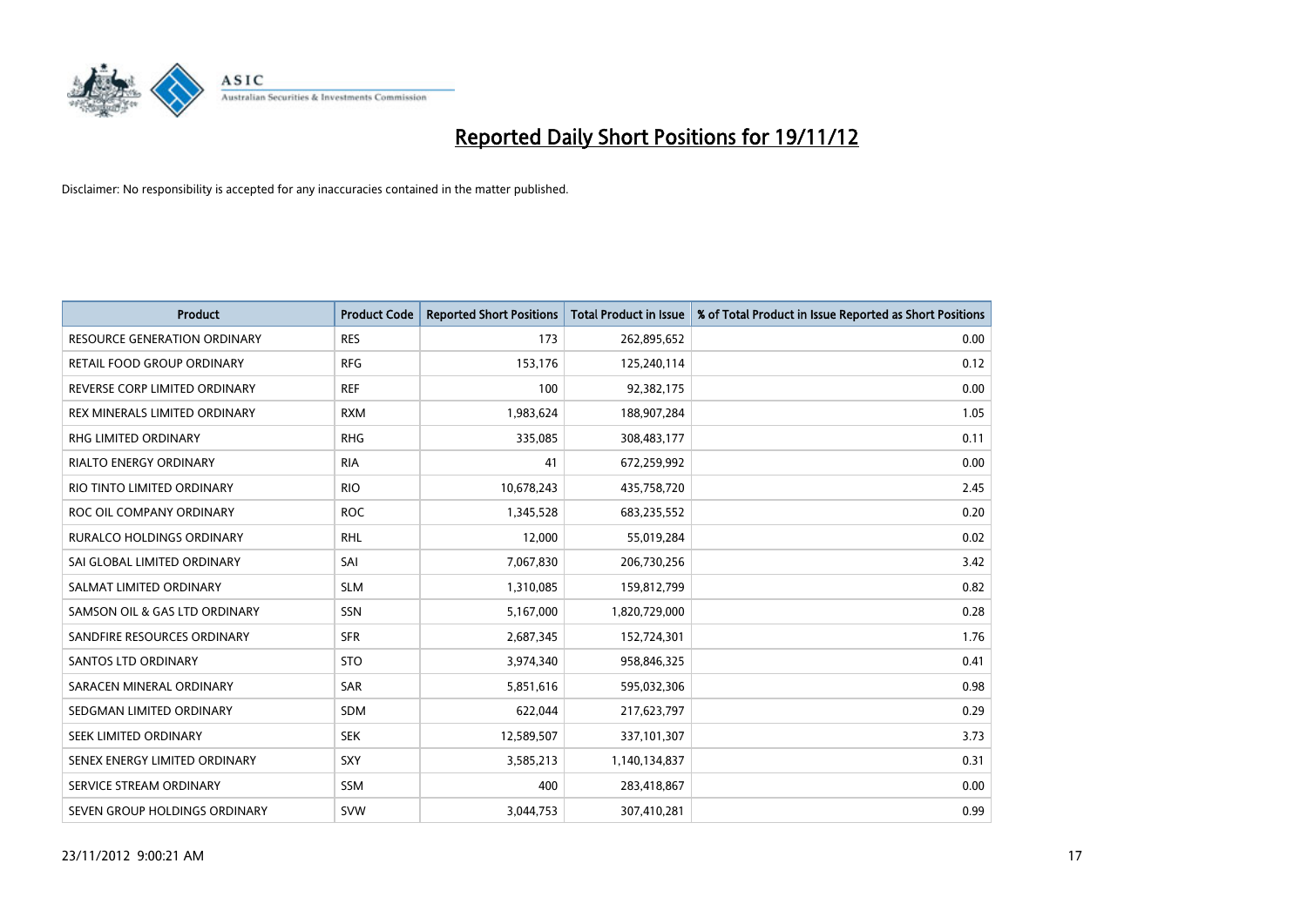# Reported Daily Short Positions for 19/11/12

Disclaimer: No responsibility is accepted for any inaccuracies contained in the matter published.

| Product | Product Code | Reported Short Positions | Total Product in Issue | % of Total Product in Issue Reported as Short Positions |
|---|---|---|---|---|
| RESOURCE GENERATION ORDINARY | RES | 173 | 262,895,652 | 0.00 |
| RETAIL FOOD GROUP ORDINARY | RFG | 153,176 | 125,240,114 | 0.12 |
| REVERSE CORP LIMITED ORDINARY | REF | 100 | 92,382,175 | 0.00 |
| REX MINERALS LIMITED ORDINARY | RXM | 1,983,624 | 188,907,284 | 1.05 |
| RHG LIMITED ORDINARY | RHG | 335,085 | 308,483,177 | 0.11 |
| RIALTO ENERGY ORDINARY | RIA | 41 | 672,259,992 | 0.00 |
| RIO TINTO LIMITED ORDINARY | RIO | 10,678,243 | 435,758,720 | 2.45 |
| ROC OIL COMPANY ORDINARY | ROC | 1,345,528 | 683,235,552 | 0.20 |
| RURALCO HOLDINGS ORDINARY | RHL | 12,000 | 55,019,284 | 0.02 |
| SAI GLOBAL LIMITED ORDINARY | SAI | 7,067,830 | 206,730,256 | 3.42 |
| SALMAT LIMITED ORDINARY | SLM | 1,310,085 | 159,812,799 | 0.82 |
| SAMSON OIL & GAS LTD ORDINARY | SSN | 5,167,000 | 1,820,729,000 | 0.28 |
| SANDFIRE RESOURCES ORDINARY | SFR | 2,687,345 | 152,724,301 | 1.76 |
| SANTOS LTD ORDINARY | STO | 3,974,340 | 958,846,325 | 0.41 |
| SARACEN MINERAL ORDINARY | SAR | 5,851,616 | 595,032,306 | 0.98 |
| SEDGMAN LIMITED ORDINARY | SDM | 622,044 | 217,623,797 | 0.29 |
| SEEK LIMITED ORDINARY | SEK | 12,589,507 | 337,101,307 | 3.73 |
| SENEX ENERGY LIMITED ORDINARY | SXY | 3,585,213 | 1,140,134,837 | 0.31 |
| SERVICE STREAM ORDINARY | SSM | 400 | 283,418,867 | 0.00 |
| SEVEN GROUP HOLDINGS ORDINARY | SVW | 3,044,753 | 307,410,281 | 0.99 |

23/11/2012 9:00:21 AM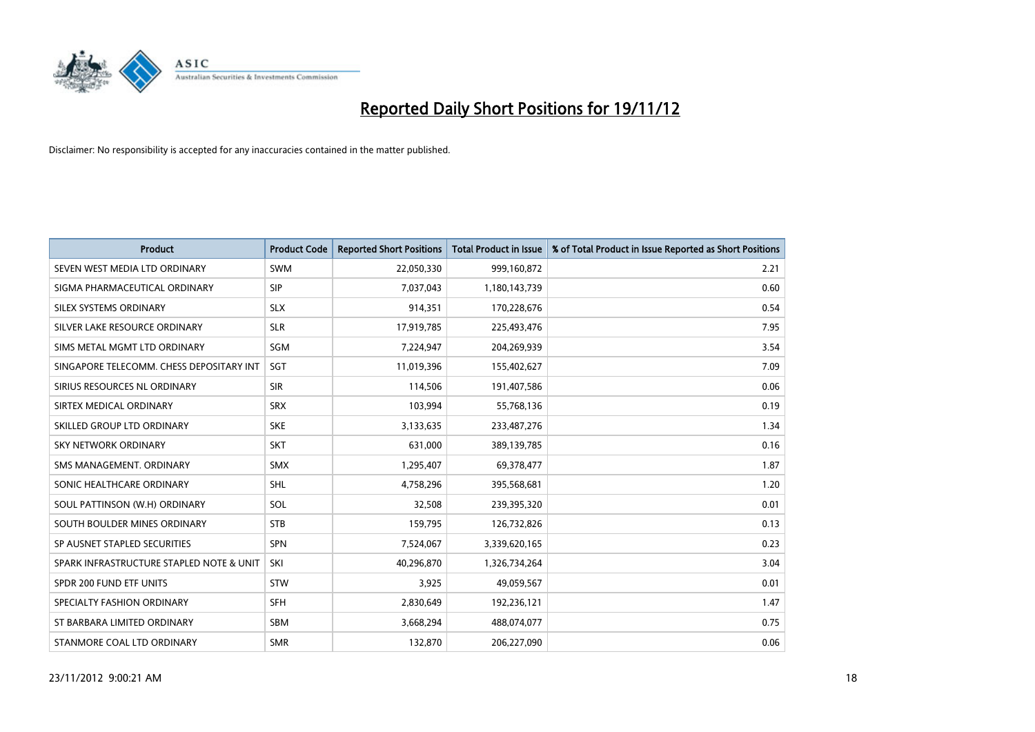# Reported Daily Short Positions for 19/11/12

Disclaimer: No responsibility is accepted for any inaccuracies contained in the matter published.

| Product | Product Code | Reported Short Positions | Total Product in Issue | % of Total Product in Issue Reported as Short Positions |
|---|---|---|---|---|
| SEVEN WEST MEDIA LTD ORDINARY | SWM | 22,050,330 | 999,160,872 | 2.21 |
| SIGMA PHARMACEUTICAL ORDINARY | SIP | 7,037,043 | 1,180,143,739 | 0.60 |
| SILEX SYSTEMS ORDINARY | SLX | 914,351 | 170,228,676 | 0.54 |
| SILVER LAKE RESOURCE ORDINARY | SLR | 17,919,785 | 225,493,476 | 7.95 |
| SIMS METAL MGMT LTD ORDINARY | SGM | 7,224,947 | 204,269,939 | 3.54 |
| SINGAPORE TELECOMM. CHESS DEPOSITARY INT | SGT | 11,019,396 | 155,402,627 | 7.09 |
| SIRIUS RESOURCES NL ORDINARY | SIR | 114,506 | 191,407,586 | 0.06 |
| SIRTEX MEDICAL ORDINARY | SRX | 103,994 | 55,768,136 | 0.19 |
| SKILLED GROUP LTD ORDINARY | SKE | 3,133,635 | 233,487,276 | 1.34 |
| SKY NETWORK ORDINARY | SKT | 631,000 | 389,139,785 | 0.16 |
| SMS MANAGEMENT. ORDINARY | SMX | 1,295,407 | 69,378,477 | 1.87 |
| SONIC HEALTHCARE ORDINARY | SHL | 4,758,296 | 395,568,681 | 1.20 |
| SOUL PATTINSON (W.H) ORDINARY | SOL | 32,508 | 239,395,320 | 0.01 |
| SOUTH BOULDER MINES ORDINARY | STB | 159,795 | 126,732,826 | 0.13 |
| SP AUSNET STAPLED SECURITIES | SPN | 7,524,067 | 3,339,620,165 | 0.23 |
| SPARK INFRASTRUCTURE STAPLED NOTE & UNIT | SKI | 40,296,870 | 1,326,734,264 | 3.04 |
| SPDR 200 FUND ETF UNITS | STW | 3,925 | 49,059,567 | 0.01 |
| SPECIALTY FASHION ORDINARY | SFH | 2,830,649 | 192,236,121 | 1.47 |
| ST BARBARA LIMITED ORDINARY | SBM | 3,668,294 | 488,074,077 | 0.75 |
| STANMORE COAL LTD ORDINARY | SMR | 132,870 | 206,227,090 | 0.06 |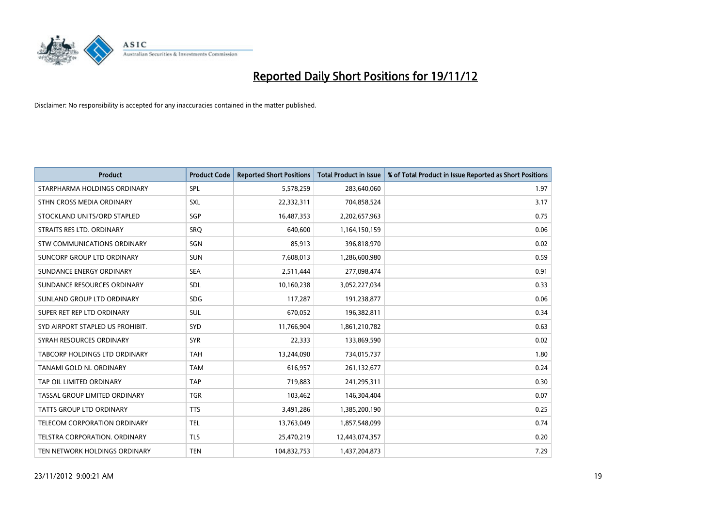# Reported Daily Short Positions for 19/11/12

Disclaimer: No responsibility is accepted for any inaccuracies contained in the matter published.

| Product | Product Code | Reported Short Positions | Total Product in Issue | % of Total Product in Issue Reported as Short Positions |
|---|---|---|---|---|
| STARPHARMA HOLDINGS ORDINARY | SPL | 5,578,259 | 283,640,060 | 1.97 |
| STHN CROSS MEDIA ORDINARY | SXL | 22,332,311 | 704,858,524 | 3.17 |
| STOCKLAND UNITS/ORD STAPLED | SGP | 16,487,353 | 2,202,657,963 | 0.75 |
| STRAITS RES LTD. ORDINARY | SRQ | 640,600 | 1,164,150,159 | 0.06 |
| STW COMMUNICATIONS ORDINARY | SGN | 85,913 | 396,818,970 | 0.02 |
| SUNCORP GROUP LTD ORDINARY | SUN | 7,608,013 | 1,286,600,980 | 0.59 |
| SUNDANCE ENERGY ORDINARY | SEA | 2,511,444 | 277,098,474 | 0.91 |
| SUNDANCE RESOURCES ORDINARY | SDL | 10,160,238 | 3,052,227,034 | 0.33 |
| SUNLAND GROUP LTD ORDINARY | SDG | 117,287 | 191,238,877 | 0.06 |
| SUPER RET REP LTD ORDINARY | SUL | 670,052 | 196,382,811 | 0.34 |
| SYD AIRPORT STAPLED US PROHIBIT. | SYD | 11,766,904 | 1,861,210,782 | 0.63 |
| SYRAH RESOURCES ORDINARY | SYR | 22,333 | 133,869,590 | 0.02 |
| TABCORP HOLDINGS LTD ORDINARY | TAH | 13,244,090 | 734,015,737 | 1.80 |
| TANAMI GOLD NL ORDINARY | TAM | 616,957 | 261,132,677 | 0.24 |
| TAP OIL LIMITED ORDINARY | TAP | 719,883 | 241,295,311 | 0.30 |
| TASSAL GROUP LIMITED ORDINARY | TGR | 103,462 | 146,304,404 | 0.07 |
| TATTS GROUP LTD ORDINARY | TTS | 3,491,286 | 1,385,200,190 | 0.25 |
| TELECOM CORPORATION ORDINARY | TEL | 13,763,049 | 1,857,548,099 | 0.74 |
| TELSTRA CORPORATION. ORDINARY | TLS | 25,470,219 | 12,443,074,357 | 0.20 |
| TEN NETWORK HOLDINGS ORDINARY | TEN | 104,832,753 | 1,437,204,873 | 7.29 |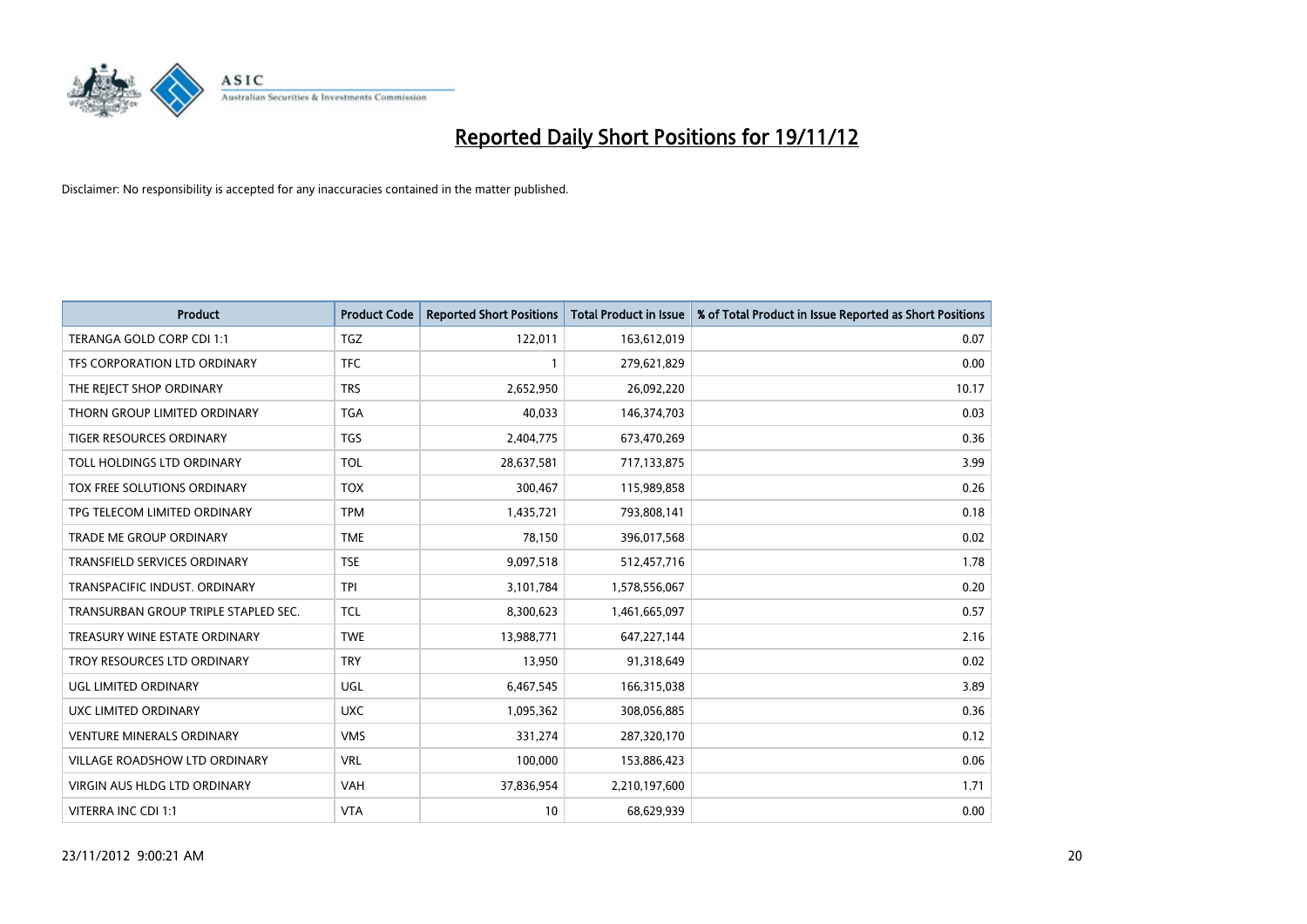# Reported Daily Short Positions for 19/11/12

Disclaimer: No responsibility is accepted for any inaccuracies contained in the matter published.

| Product | Product Code | Reported Short Positions | Total Product in Issue | % of Total Product in Issue Reported as Short Positions |
|---|---|---|---|---|
| TERANGA GOLD CORP CDI 1:1 | TGZ | 122,011 | 163,612,019 | 0.07 |
| TFS CORPORATION LTD ORDINARY | TFC | 1 | 279,621,829 | 0.00 |
| THE REJECT SHOP ORDINARY | TRS | 2,652,950 | 26,092,220 | 10.17 |
| THORN GROUP LIMITED ORDINARY | TGA | 40,033 | 146,374,703 | 0.03 |
| TIGER RESOURCES ORDINARY | TGS | 2,404,775 | 673,470,269 | 0.36 |
| TOLL HOLDINGS LTD ORDINARY | TOL | 28,637,581 | 717,133,875 | 3.99 |
| TOX FREE SOLUTIONS ORDINARY | TOX | 300,467 | 115,989,858 | 0.26 |
| TPG TELECOM LIMITED ORDINARY | TPM | 1,435,721 | 793,808,141 | 0.18 |
| TRADE ME GROUP ORDINARY | TME | 78,150 | 396,017,568 | 0.02 |
| TRANSFIELD SERVICES ORDINARY | TSE | 9,097,518 | 512,457,716 | 1.78 |
| TRANSPACIFIC INDUST. ORDINARY | TPI | 3,101,784 | 1,578,556,067 | 0.20 |
| TRANSURBAN GROUP TRIPLE STAPLED SEC. | TCL | 8,300,623 | 1,461,665,097 | 0.57 |
| TREASURY WINE ESTATE ORDINARY | TWE | 13,988,771 | 647,227,144 | 2.16 |
| TROY RESOURCES LTD ORDINARY | TRY | 13,950 | 91,318,649 | 0.02 |
| UGL LIMITED ORDINARY | UGL | 6,467,545 | 166,315,038 | 3.89 |
| UXC LIMITED ORDINARY | UXC | 1,095,362 | 308,056,885 | 0.36 |
| VENTURE MINERALS ORDINARY | VMS | 331,274 | 287,320,170 | 0.12 |
| VILLAGE ROADSHOW LTD ORDINARY | VRL | 100,000 | 153,886,423 | 0.06 |
| VIRGIN AUS HLDG LTD ORDINARY | VAH | 37,836,954 | 2,210,197,600 | 1.71 |
| VITERRA INC CDI 1:1 | VTA | 10 | 68,629,939 | 0.00 |

23/11/2012 9:00:21 AM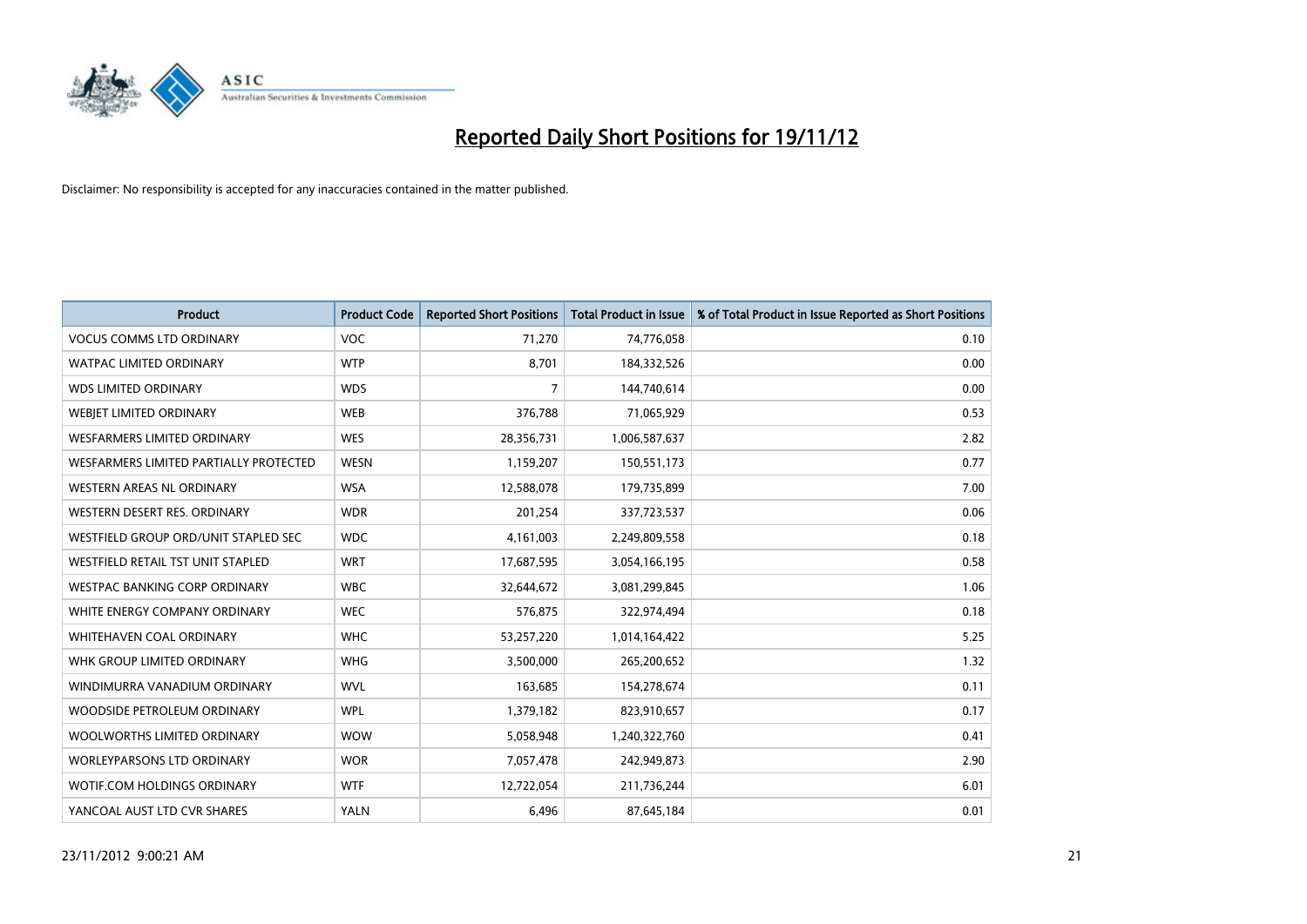# Reported Daily Short Positions for 19/11/12

Disclaimer: No responsibility is accepted for any inaccuracies contained in the matter published.

| Product | Product Code | Reported Short Positions | Total Product in Issue | % of Total Product in Issue Reported as Short Positions |
|---|---|---|---|---|
| VOCUS COMMS LTD ORDINARY | VOC | 71,270 | 74,776,058 | 0.10 |
| WATPAC LIMITED ORDINARY | WTP | 8,701 | 184,332,526 | 0.00 |
| WDS LIMITED ORDINARY | WDS | 7 | 144,740,614 | 0.00 |
| WEBJET LIMITED ORDINARY | WEB | 376,788 | 71,065,929 | 0.53 |
| WESFARMERS LIMITED ORDINARY | WES | 28,356,731 | 1,006,587,637 | 2.82 |
| WESFARMERS LIMITED PARTIALLY PROTECTED | WESN | 1,159,207 | 150,551,173 | 0.77 |
| WESTERN AREAS NL ORDINARY | WSA | 12,588,078 | 179,735,899 | 7.00 |
| WESTERN DESERT RES. ORDINARY | WDR | 201,254 | 337,723,537 | 0.06 |
| WESTFIELD GROUP ORD/UNIT STAPLED SEC | WDC | 4,161,003 | 2,249,809,558 | 0.18 |
| WESTFIELD RETAIL TST UNIT STAPLED | WRT | 17,687,595 | 3,054,166,195 | 0.58 |
| WESTPAC BANKING CORP ORDINARY | WBC | 32,644,672 | 3,081,299,845 | 1.06 |
| WHITE ENERGY COMPANY ORDINARY | WEC | 576,875 | 322,974,494 | 0.18 |
| WHITEHAVEN COAL ORDINARY | WHC | 53,257,220 | 1,014,164,422 | 5.25 |
| WHK GROUP LIMITED ORDINARY | WHG | 3,500,000 | 265,200,652 | 1.32 |
| WINDIMURRA VANADIUM ORDINARY | WVL | 163,685 | 154,278,674 | 0.11 |
| WOODSIDE PETROLEUM ORDINARY | WPL | 1,379,182 | 823,910,657 | 0.17 |
| WOOLWORTHS LIMITED ORDINARY | WOW | 5,058,948 | 1,240,322,760 | 0.41 |
| WORLEYPARSONS LTD ORDINARY | WOR | 7,057,478 | 242,949,873 | 2.90 |
| WOTIF.COM HOLDINGS ORDINARY | WTF | 12,722,054 | 211,736,244 | 6.01 |
| YANCOAL AUST LTD CVR SHARES | YALN | 6,496 | 87,645,184 | 0.01 |

23/11/2012 9:00:21 AM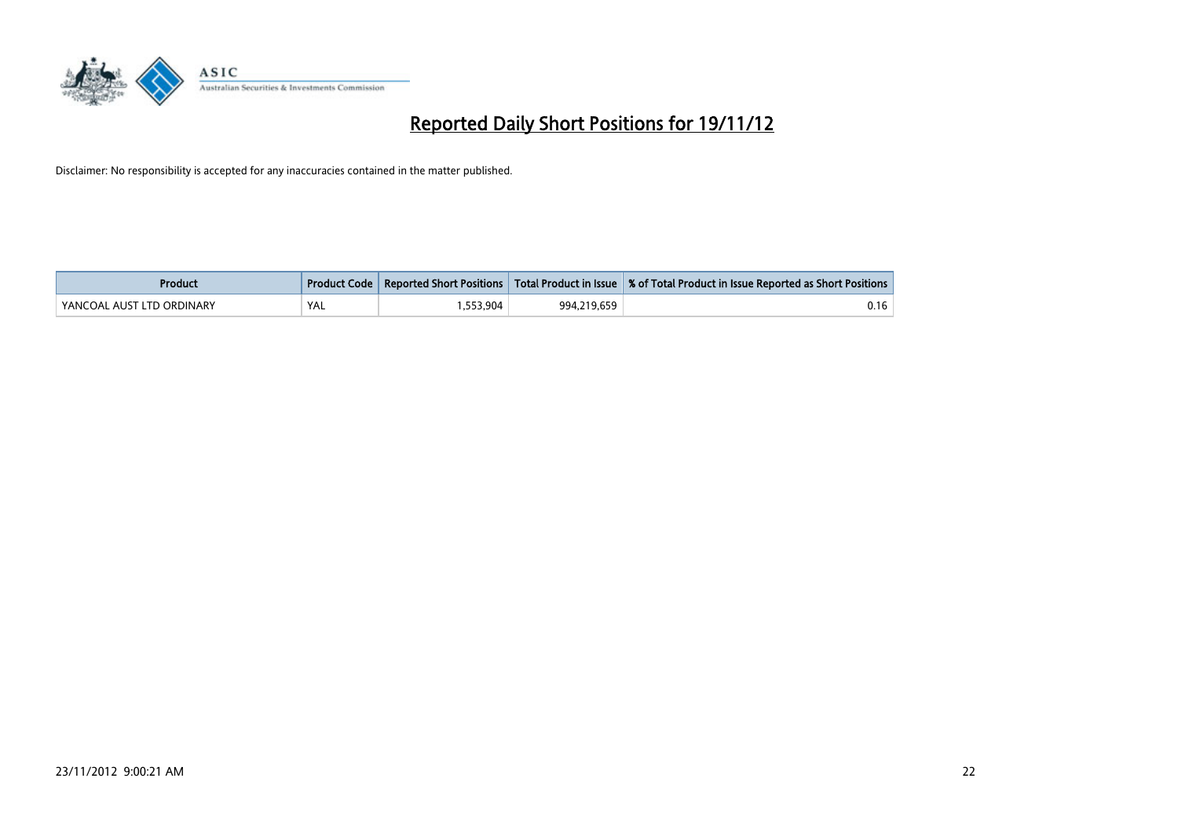# Reported Daily Short Positions for 19/11/12

Disclaimer: No responsibility is accepted for any inaccuracies contained in the matter published.

| Product | Product Code | Reported Short Positions | Total Product in Issue | % of Total Product in Issue Reported as Short Positions |
|---|---|---|---|---|
| YANCOAL AUST LTD ORDINARY | YAL | 1,553,904 | 994,219,659 | 0.16 |